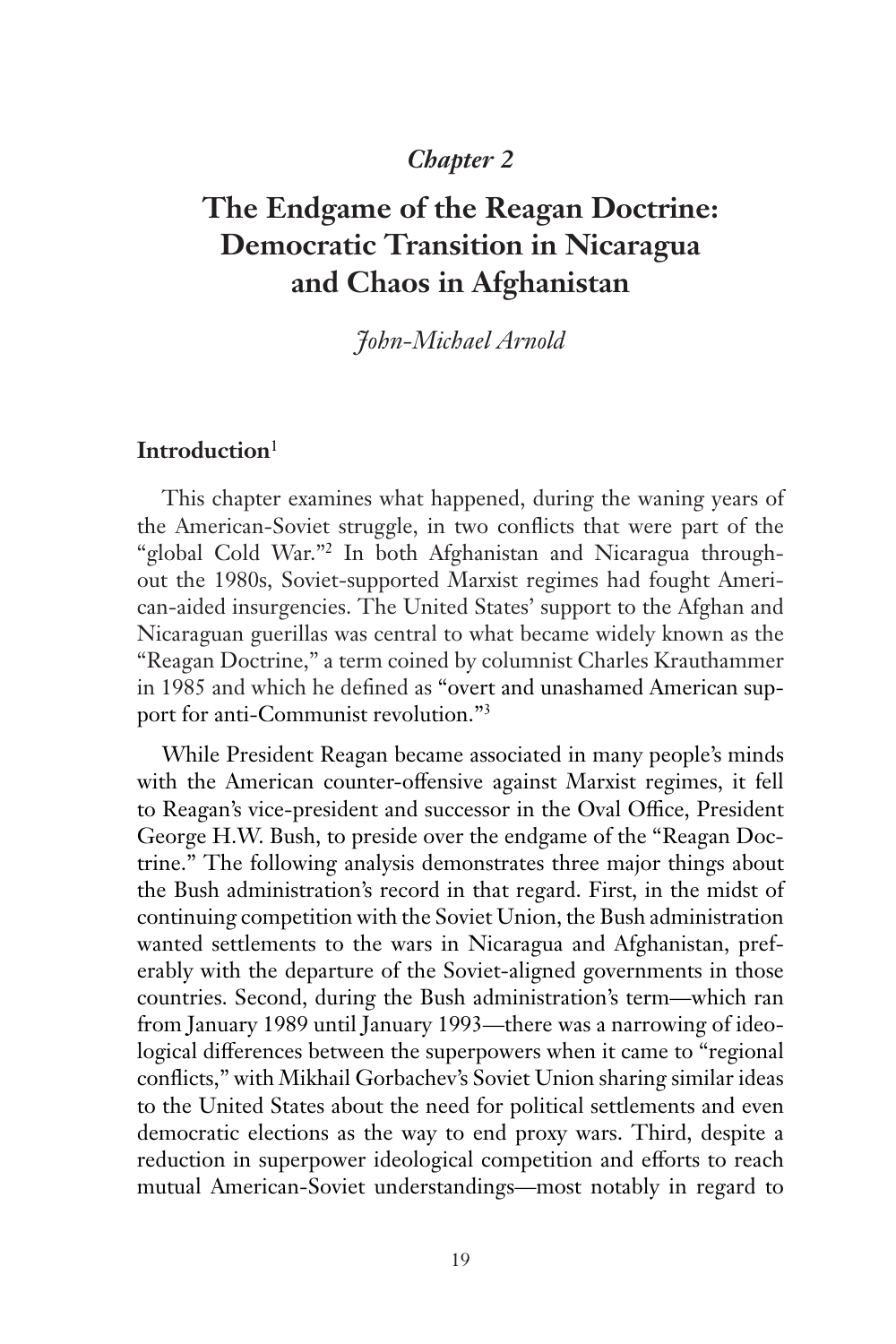*Chapter 2*

# The Endgame of the Reagan Doctrine: Democratic Transition in Nicaragua and Chaos in Afghanistan

*John-Michael Arnold*

## Introduction[1]

This chapter examines what happened, during the waning years of the American-Soviet struggle, in two conflicts that were part of the "global Cold War."[2] In both Afghanistan and Nicaragua throughout the 1980s, Soviet-supported Marxist regimes had fought American-aided insurgencies. The United States' support to the Afghan and Nicaraguan guerillas was central to what became widely known as the "Reagan Doctrine," a term coined by columnist Charles Krauthammer in 1985 and which he defined as "overt and unashamed American support for anti-Communist revolution."[3]

While President Reagan became associated in many people's minds with the American counter-offensive against Marxist regimes, it fell to Reagan's vice-president and successor in the Oval Office, President George H.W. Bush, to preside over the endgame of the "Reagan Doctrine." The following analysis demonstrates three major things about the Bush administration's record in that regard. First, in the midst of continuing competition with the Soviet Union, the Bush administration wanted settlements to the wars in Nicaragua and Afghanistan, preferably with the departure of the Soviet-aligned governments in those countries. Second, during the Bush administration's term—which ran from January 1989 until January 1993—there was a narrowing of ideological differences between the superpowers when it came to "regional conflicts," with Mikhail Gorbachev's Soviet Union sharing similar ideas to the United States about the need for political settlements and even democratic elections as the way to end proxy wars. Third, despite a reduction in superpower ideological competition and efforts to reach mutual American-Soviet understandings—most notably in regard to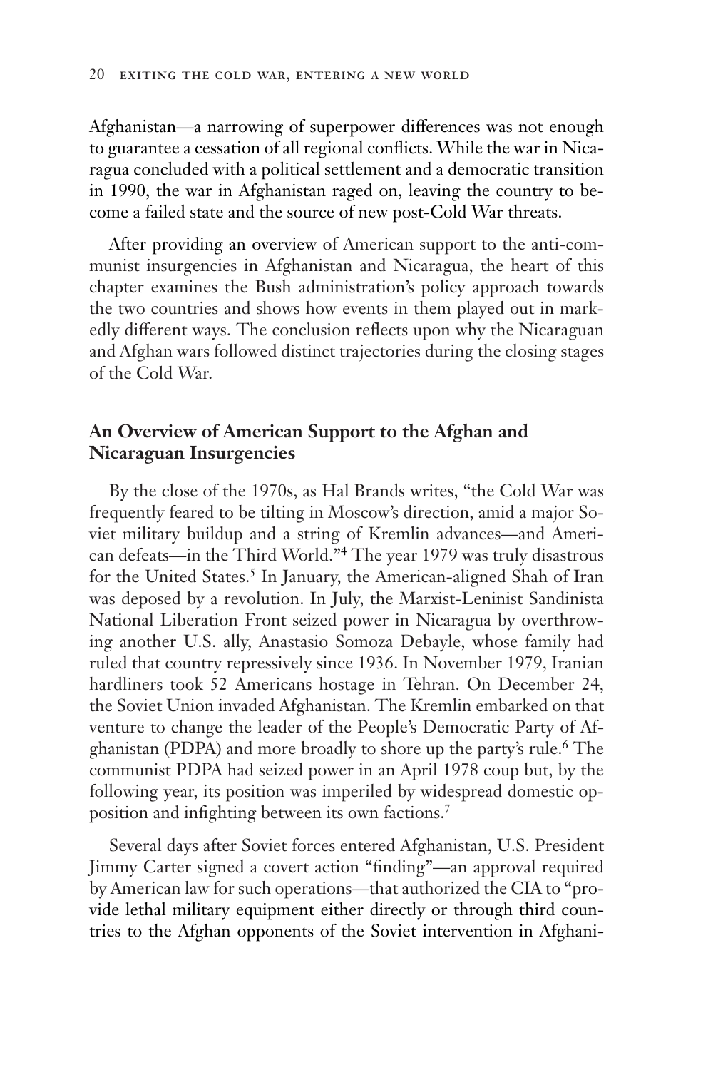Afghanistan—a narrowing of superpower differences was not enough to guarantee a cessation of all regional conflicts. While the war in Nicaragua concluded with a political settlement and a democratic transition in 1990, the war in Afghanistan raged on, leaving the country to become a failed state and the source of new post-Cold War threats.

After providing an overview of American support to the anti-communist insurgencies in Afghanistan and Nicaragua, the heart of this chapter examines the Bush administration's policy approach towards the two countries and shows how events in them played out in markedly different ways. The conclusion reflects upon why the Nicaraguan and Afghan wars followed distinct trajectories during the closing stages of the Cold War.

## An Overview of American Support to the Afghan and Nicaraguan Insurgencies

By the close of the 1970s, as Hal Brands writes, "the Cold War was frequently feared to be tilting in Moscow's direction, amid a major Soviet military buildup and a string of Kremlin advances—and American defeats—in the Third World."[4] The year 1979 was truly disastrous for the United States.[5] In January, the American-aligned Shah of Iran was deposed by a revolution. In July, the Marxist-Leninist Sandinista National Liberation Front seized power in Nicaragua by overthrowing another U.S. ally, Anastasio Somoza Debayle, whose family had ruled that country repressively since 1936. In November 1979, Iranian hardliners took 52 Americans hostage in Tehran. On December 24, the Soviet Union invaded Afghanistan. The Kremlin embarked on that venture to change the leader of the People's Democratic Party of Afghanistan (PDPA) and more broadly to shore up the party's rule.[6] The communist PDPA had seized power in an April 1978 coup but, by the following year, its position was imperiled by widespread domestic opposition and infighting between its own factions.[7]

Several days after Soviet forces entered Afghanistan, U.S. President Jimmy Carter signed a covert action "finding"—an approval required by American law for such operations—that authorized the CIA to "provide lethal military equipment either directly or through third countries to the Afghan opponents of the Soviet intervention in Afghani-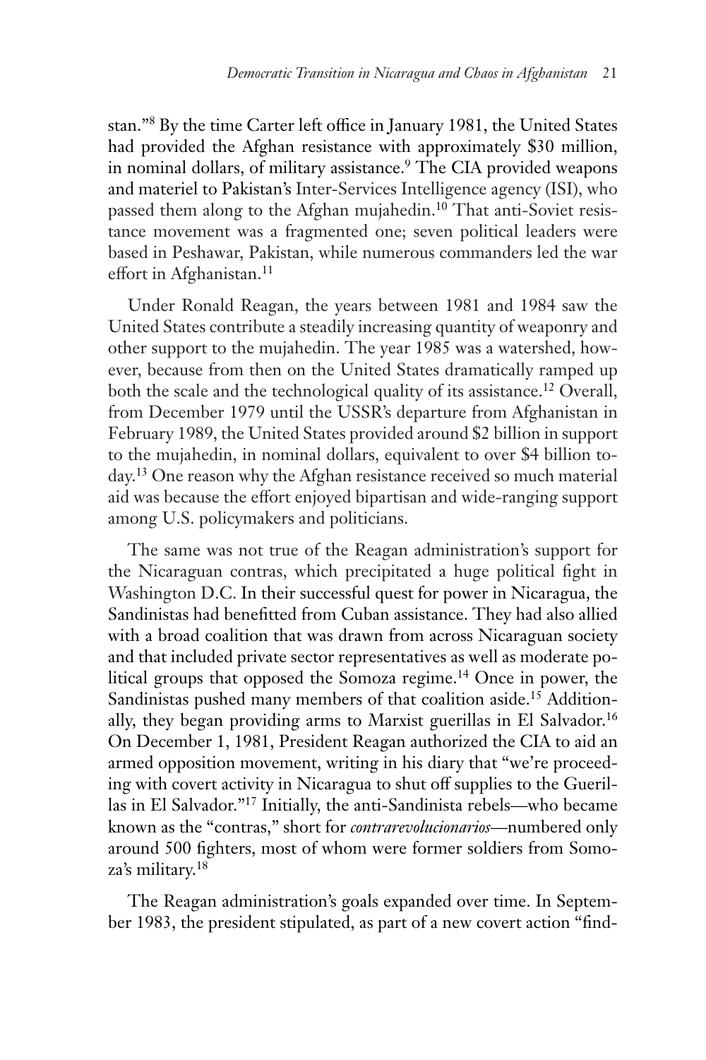stan."[8] By the time Carter left office in January 1981, the United States had provided the Afghan resistance with approximately $30 million, in nominal dollars, of military assistance.[9] The CIA provided weapons and materiel to Pakistan's Inter-Services Intelligence agency (ISI), who passed them along to the Afghan mujahedin.[10] That anti-Soviet resistance movement was a fragmented one; seven political leaders were based in Peshawar, Pakistan, while numerous commanders led the war effort in Afghanistan.[11]

Under Ronald Reagan, the years between 1981 and 1984 saw the United States contribute a steadily increasing quantity of weaponry and other support to the mujahedin. The year 1985 was a watershed, however, because from then on the United States dramatically ramped up both the scale and the technological quality of its assistance.[12] Overall, from December 1979 until the USSR's departure from Afghanistan in February 1989, the United States provided around $2 billion in support to the mujahedin, in nominal dollars, equivalent to over $4 billion today.[13] One reason why the Afghan resistance received so much material aid was because the effort enjoyed bipartisan and wide-ranging support among U.S. policymakers and politicians.

The same was not true of the Reagan administration's support for the Nicaraguan contras, which precipitated a huge political fight in Washington D.C. In their successful quest for power in Nicaragua, the Sandinistas had benefitted from Cuban assistance. They had also allied with a broad coalition that was drawn from across Nicaraguan society and that included private sector representatives as well as moderate political groups that opposed the Somoza regime.[14] Once in power, the Sandinistas pushed many members of that coalition aside.[15] Additionally, they began providing arms to Marxist guerillas in El Salvador.[16] On December 1, 1981, President Reagan authorized the CIA to aid an armed opposition movement, writing in his diary that "we're proceeding with covert activity in Nicaragua to shut off supplies to the Guerillas in El Salvador."[17] Initially, the anti-Sandinista rebels—who became known as the "contras," short for *contrarevolucionarios*—numbered only around 500 fighters, most of whom were former soldiers from Somoza's military.[18]

The Reagan administration's goals expanded over time. In September 1983, the president stipulated, as part of a new covert action "find-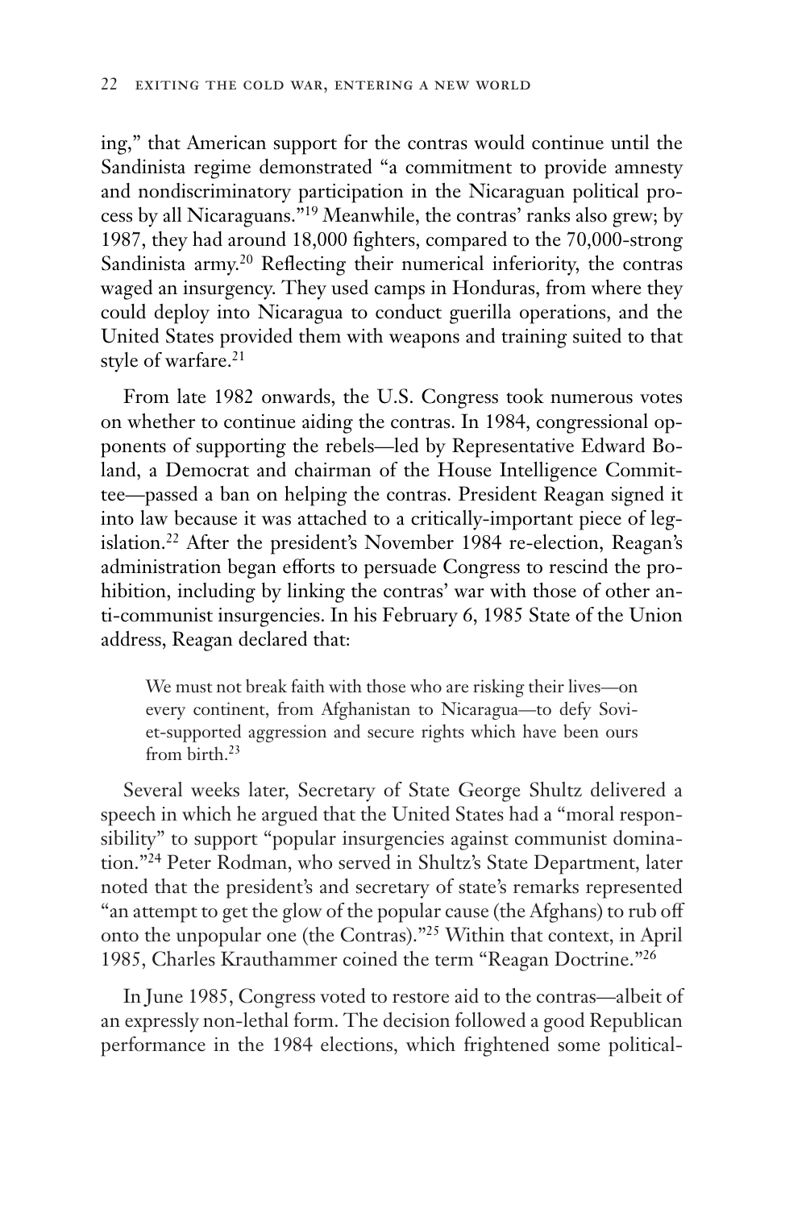ing," that American support for the contras would continue until the Sandinista regime demonstrated "a commitment to provide amnesty and nondiscriminatory participation in the Nicaraguan political process by all Nicaraguans."[19] Meanwhile, the contras' ranks also grew; by 1987, they had around 18,000 fighters, compared to the 70,000-strong Sandinista army.[20] Reflecting their numerical inferiority, the contras waged an insurgency. They used camps in Honduras, from where they could deploy into Nicaragua to conduct guerilla operations, and the United States provided them with weapons and training suited to that style of warfare.[21]

From late 1982 onwards, the U.S. Congress took numerous votes on whether to continue aiding the contras. In 1984, congressional opponents of supporting the rebels—led by Representative Edward Boland, a Democrat and chairman of the House Intelligence Committee—passed a ban on helping the contras. President Reagan signed it into law because it was attached to a critically-important piece of legislation.[22] After the president's November 1984 re-election, Reagan's administration began efforts to persuade Congress to rescind the prohibition, including by linking the contras' war with those of other anti-communist insurgencies. In his February 6, 1985 State of the Union address, Reagan declared that:

> We must not break faith with those who are risking their lives—on every continent, from Afghanistan to Nicaragua—to defy Soviet-supported aggression and secure rights which have been ours from birth.[23]

Several weeks later, Secretary of State George Shultz delivered a speech in which he argued that the United States had a "moral responsibility" to support "popular insurgencies against communist domination."[24] Peter Rodman, who served in Shultz's State Department, later noted that the president's and secretary of state's remarks represented "an attempt to get the glow of the popular cause (the Afghans) to rub off onto the unpopular one (the Contras)."[25] Within that context, in April 1985, Charles Krauthammer coined the term "Reagan Doctrine."[26]

In June 1985, Congress voted to restore aid to the contras—albeit of an expressly non-lethal form. The decision followed a good Republican performance in the 1984 elections, which frightened some political-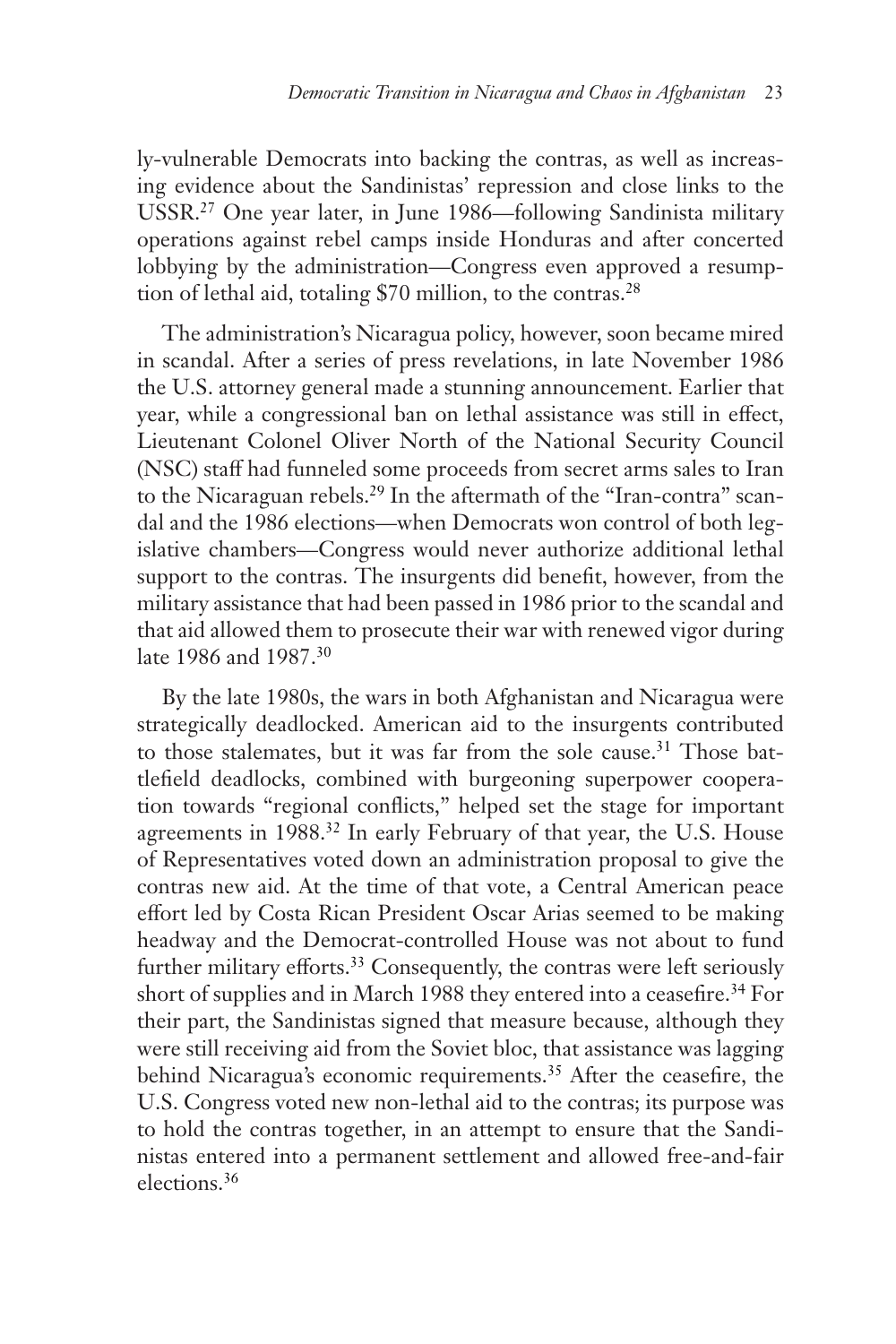ly-vulnerable Democrats into backing the contras, as well as increasing evidence about the Sandinistas' repression and close links to the USSR.[27] One year later, in June 1986—following Sandinista military operations against rebel camps inside Honduras and after concerted lobbying by the administration—Congress even approved a resumption of lethal aid, totaling $70 million, to the contras.[28]

The administration's Nicaragua policy, however, soon became mired in scandal. After a series of press revelations, in late November 1986 the U.S. attorney general made a stunning announcement. Earlier that year, while a congressional ban on lethal assistance was still in effect, Lieutenant Colonel Oliver North of the National Security Council (NSC) staff had funneled some proceeds from secret arms sales to Iran to the Nicaraguan rebels.[29] In the aftermath of the "Iran-contra" scandal and the 1986 elections—when Democrats won control of both legislative chambers—Congress would never authorize additional lethal support to the contras. The insurgents did benefit, however, from the military assistance that had been passed in 1986 prior to the scandal and that aid allowed them to prosecute their war with renewed vigor during late 1986 and 1987.[30]

By the late 1980s, the wars in both Afghanistan and Nicaragua were strategically deadlocked. American aid to the insurgents contributed to those stalemates, but it was far from the sole cause.[31] Those battlefield deadlocks, combined with burgeoning superpower cooperation towards "regional conflicts," helped set the stage for important agreements in 1988.[32] In early February of that year, the U.S. House of Representatives voted down an administration proposal to give the contras new aid. At the time of that vote, a Central American peace effort led by Costa Rican President Oscar Arias seemed to be making headway and the Democrat-controlled House was not about to fund further military efforts.[33] Consequently, the contras were left seriously short of supplies and in March 1988 they entered into a ceasefire.[34] For their part, the Sandinistas signed that measure because, although they were still receiving aid from the Soviet bloc, that assistance was lagging behind Nicaragua's economic requirements.[35] After the ceasefire, the U.S. Congress voted new non-lethal aid to the contras; its purpose was to hold the contras together, in an attempt to ensure that the Sandinistas entered into a permanent settlement and allowed free-and-fair elections.[36]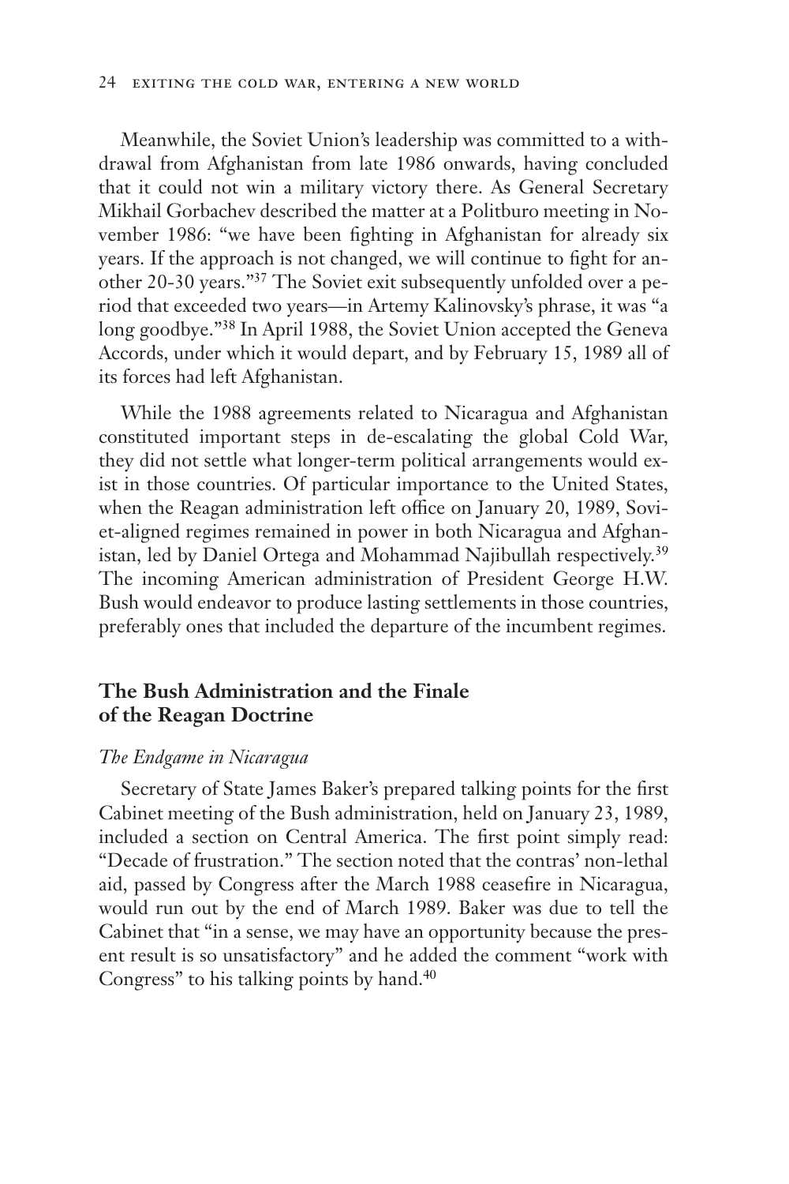Meanwhile, the Soviet Union's leadership was committed to a withdrawal from Afghanistan from late 1986 onwards, having concluded that it could not win a military victory there. As General Secretary Mikhail Gorbachev described the matter at a Politburo meeting in November 1986: "we have been fighting in Afghanistan for already six years. If the approach is not changed, we will continue to fight for another 20-30 years."[37] The Soviet exit subsequently unfolded over a period that exceeded two years—in Artemy Kalinovsky's phrase, it was "a long goodbye."[38] In April 1988, the Soviet Union accepted the Geneva Accords, under which it would depart, and by February 15, 1989 all of its forces had left Afghanistan.

While the 1988 agreements related to Nicaragua and Afghanistan constituted important steps in de-escalating the global Cold War, they did not settle what longer-term political arrangements would exist in those countries. Of particular importance to the United States, when the Reagan administration left office on January 20, 1989, Soviet-aligned regimes remained in power in both Nicaragua and Afghanistan, led by Daniel Ortega and Mohammad Najibullah respectively.[39] The incoming American administration of President George H.W. Bush would endeavor to produce lasting settlements in those countries, preferably ones that included the departure of the incumbent regimes.

## The Bush Administration and the Finale of the Reagan Doctrine

### *The Endgame in Nicaragua*

Secretary of State James Baker's prepared talking points for the first Cabinet meeting of the Bush administration, held on January 23, 1989, included a section on Central America. The first point simply read: "Decade of frustration." The section noted that the contras' non-lethal aid, passed by Congress after the March 1988 ceasefire in Nicaragua, would run out by the end of March 1989. Baker was due to tell the Cabinet that "in a sense, we may have an opportunity because the present result is so unsatisfactory" and he added the comment "work with Congress" to his talking points by hand.[40]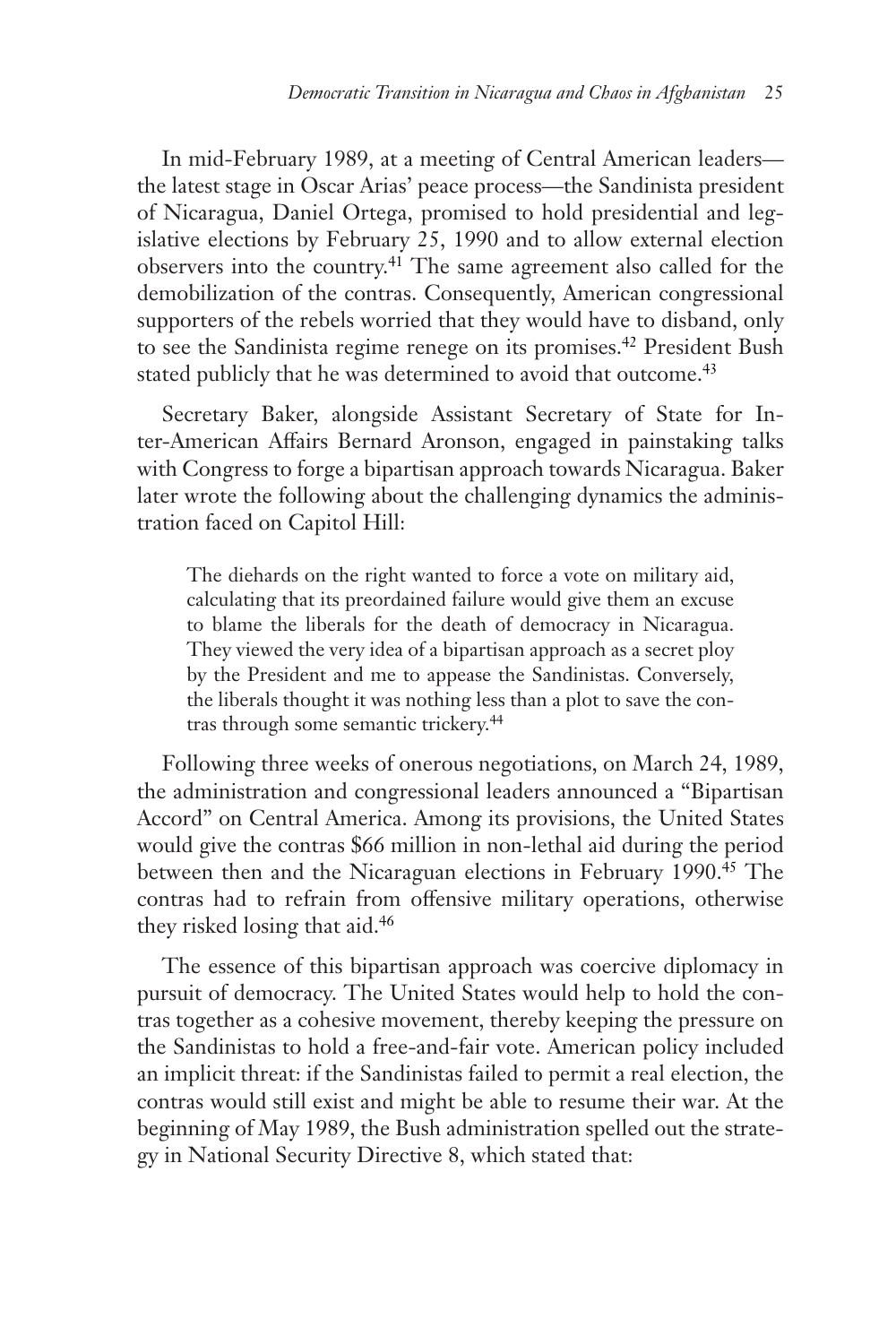In mid-February 1989, at a meeting of Central American leaders—the latest stage in Oscar Arias' peace process—the Sandinista president of Nicaragua, Daniel Ortega, promised to hold presidential and legislative elections by February 25, 1990 and to allow external election observers into the country.[41] The same agreement also called for the demobilization of the contras. Consequently, American congressional supporters of the rebels worried that they would have to disband, only to see the Sandinista regime renege on its promises.[42] President Bush stated publicly that he was determined to avoid that outcome.[43]

Secretary Baker, alongside Assistant Secretary of State for Inter-American Affairs Bernard Aronson, engaged in painstaking talks with Congress to forge a bipartisan approach towards Nicaragua. Baker later wrote the following about the challenging dynamics the administration faced on Capitol Hill:

> The diehards on the right wanted to force a vote on military aid, calculating that its preordained failure would give them an excuse to blame the liberals for the death of democracy in Nicaragua. They viewed the very idea of a bipartisan approach as a secret ploy by the President and me to appease the Sandinistas. Conversely, the liberals thought it was nothing less than a plot to save the contras through some semantic trickery.[44]

Following three weeks of onerous negotiations, on March 24, 1989, the administration and congressional leaders announced a "Bipartisan Accord" on Central America. Among its provisions, the United States would give the contras $66 million in non-lethal aid during the period between then and the Nicaraguan elections in February 1990.[45] The contras had to refrain from offensive military operations, otherwise they risked losing that aid.[46]

The essence of this bipartisan approach was coercive diplomacy in pursuit of democracy. The United States would help to hold the contras together as a cohesive movement, thereby keeping the pressure on the Sandinistas to hold a free-and-fair vote. American policy included an implicit threat: if the Sandinistas failed to permit a real election, the contras would still exist and might be able to resume their war. At the beginning of May 1989, the Bush administration spelled out the strategy in National Security Directive 8, which stated that: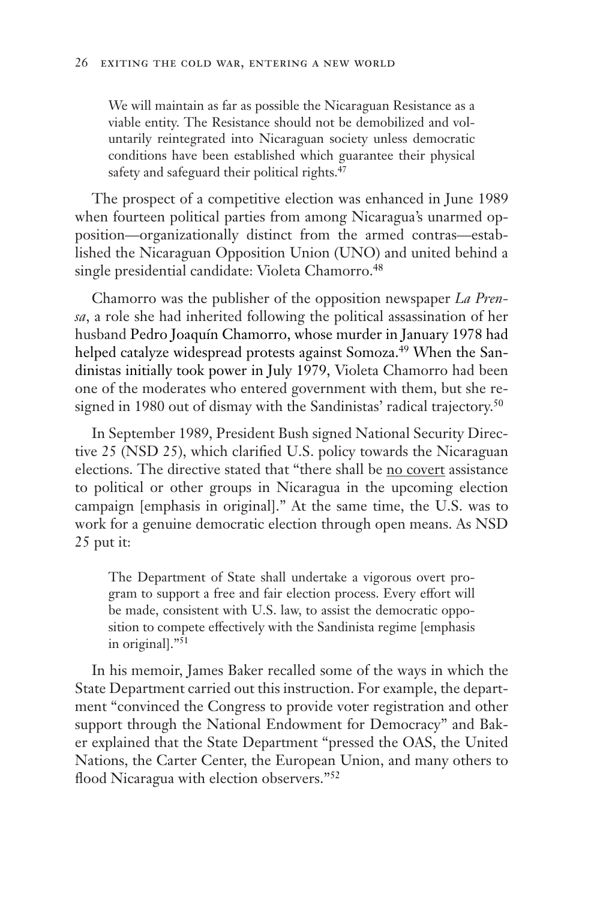> We will maintain as far as possible the Nicaraguan Resistance as a viable entity. The Resistance should not be demobilized and voluntarily reintegrated into Nicaraguan society unless democratic conditions have been established which guarantee their physical safety and safeguard their political rights.[47]

The prospect of a competitive election was enhanced in June 1989 when fourteen political parties from among Nicaragua's unarmed opposition—organizationally distinct from the armed contras—established the Nicaraguan Opposition Union (UNO) and united behind a single presidential candidate: Violeta Chamorro.[48]

Chamorro was the publisher of the opposition newspaper *La Prensa*, a role she had inherited following the political assassination of her husband Pedro Joaquín Chamorro, whose murder in January 1978 had helped catalyze widespread protests against Somoza.[49] When the Sandinistas initially took power in July 1979, Violeta Chamorro had been one of the moderates who entered government with them, but she resigned in 1980 out of dismay with the Sandinistas' radical trajectory.[50]

In September 1989, President Bush signed National Security Directive 25 (NSD 25), which clarified U.S. policy towards the Nicaraguan elections. The directive stated that "there shall be <u>no covert</u> assistance to political or other groups in Nicaragua in the upcoming election campaign [emphasis in original]." At the same time, the U.S. was to work for a genuine democratic election through open means. As NSD 25 put it:

> The Department of State shall undertake a vigorous overt program to support a free and fair election process. Every effort will be made, consistent with U.S. law, to assist the democratic opposition to compete effectively with the Sandinista regime [emphasis in original]."[51]

In his memoir, James Baker recalled some of the ways in which the State Department carried out this instruction. For example, the department "convinced the Congress to provide voter registration and other support through the National Endowment for Democracy" and Baker explained that the State Department "pressed the OAS, the United Nations, the Carter Center, the European Union, and many others to flood Nicaragua with election observers."[52]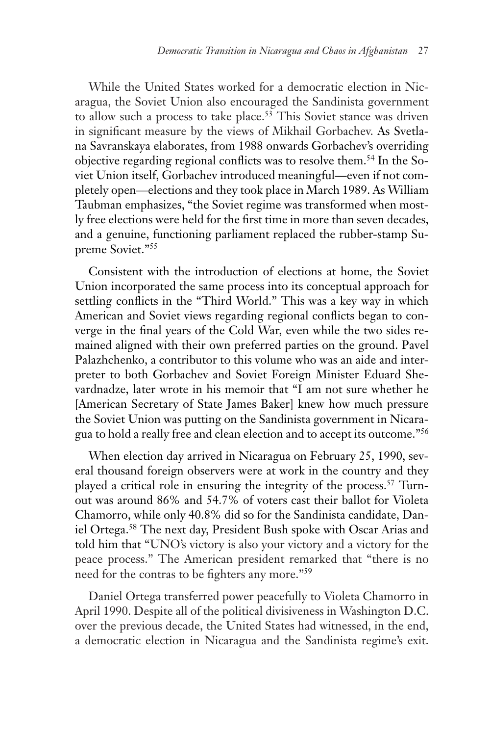While the United States worked for a democratic election in Nicaragua, the Soviet Union also encouraged the Sandinista government to allow such a process to take place.[53] This Soviet stance was driven in significant measure by the views of Mikhail Gorbachev. As Svetlana Savranskaya elaborates, from 1988 onwards Gorbachev's overriding objective regarding regional conflicts was to resolve them.[54] In the Soviet Union itself, Gorbachev introduced meaningful—even if not completely open—elections and they took place in March 1989. As William Taubman emphasizes, "the Soviet regime was transformed when mostly free elections were held for the first time in more than seven decades, and a genuine, functioning parliament replaced the rubber-stamp Supreme Soviet."[55]

Consistent with the introduction of elections at home, the Soviet Union incorporated the same process into its conceptual approach for settling conflicts in the "Third World." This was a key way in which American and Soviet views regarding regional conflicts began to converge in the final years of the Cold War, even while the two sides remained aligned with their own preferred parties on the ground. Pavel Palazhchenko, a contributor to this volume who was an aide and interpreter to both Gorbachev and Soviet Foreign Minister Eduard Shevardnadze, later wrote in his memoir that "I am not sure whether he [American Secretary of State James Baker] knew how much pressure the Soviet Union was putting on the Sandinista government in Nicaragua to hold a really free and clean election and to accept its outcome."[56]

When election day arrived in Nicaragua on February 25, 1990, several thousand foreign observers were at work in the country and they played a critical role in ensuring the integrity of the process.[57] Turnout was around 86% and 54.7% of voters cast their ballot for Violeta Chamorro, while only 40.8% did so for the Sandinista candidate, Daniel Ortega.[58] The next day, President Bush spoke with Oscar Arias and told him that "UNO's victory is also your victory and a victory for the peace process." The American president remarked that "there is no need for the contras to be fighters any more."[59]

Daniel Ortega transferred power peacefully to Violeta Chamorro in April 1990. Despite all of the political divisiveness in Washington D.C. over the previous decade, the United States had witnessed, in the end, a democratic election in Nicaragua and the Sandinista regime's exit.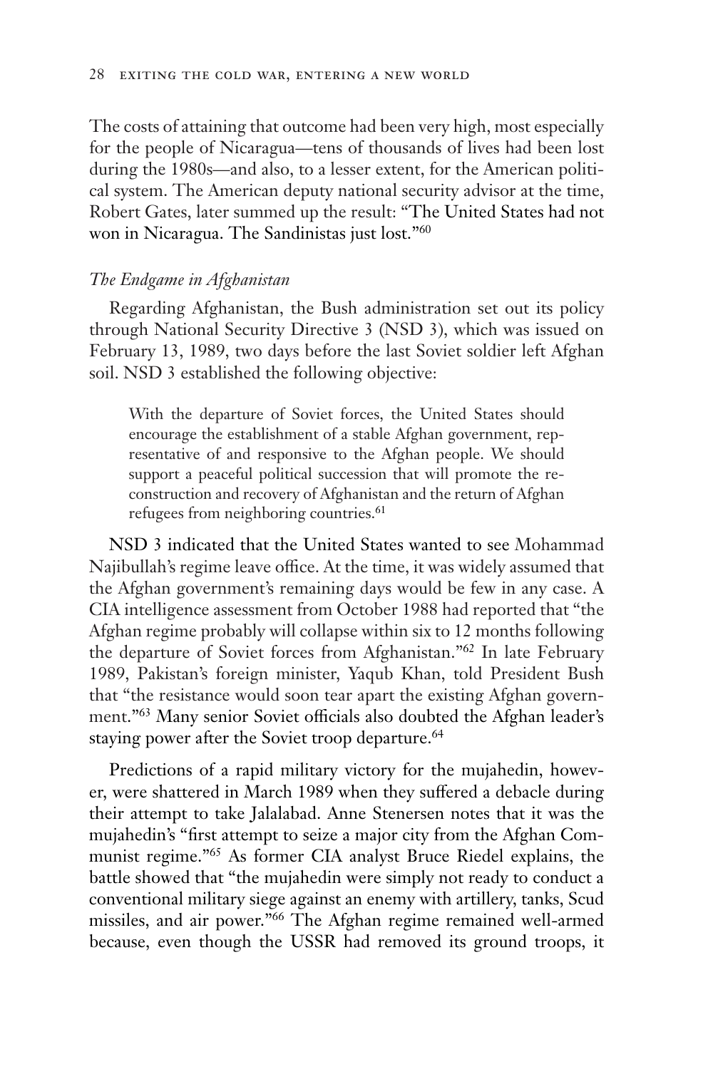The costs of attaining that outcome had been very high, most especially for the people of Nicaragua—tens of thousands of lives had been lost during the 1980s—and also, to a lesser extent, for the American political system. The American deputy national security advisor at the time, Robert Gates, later summed up the result: "The United States had not won in Nicaragua. The Sandinistas just lost."[60]

### *The Endgame in Afghanistan*

Regarding Afghanistan, the Bush administration set out its policy through National Security Directive 3 (NSD 3), which was issued on February 13, 1989, two days before the last Soviet soldier left Afghan soil. NSD 3 established the following objective:

> With the departure of Soviet forces, the United States should encourage the establishment of a stable Afghan government, representative of and responsive to the Afghan people. We should support a peaceful political succession that will promote the reconstruction and recovery of Afghanistan and the return of Afghan refugees from neighboring countries.[61]

NSD 3 indicated that the United States wanted to see Mohammad Najibullah's regime leave office. At the time, it was widely assumed that the Afghan government's remaining days would be few in any case. A CIA intelligence assessment from October 1988 had reported that "the Afghan regime probably will collapse within six to 12 months following the departure of Soviet forces from Afghanistan."[62] In late February 1989, Pakistan's foreign minister, Yaqub Khan, told President Bush that "the resistance would soon tear apart the existing Afghan government."[63] Many senior Soviet officials also doubted the Afghan leader's staying power after the Soviet troop departure.[64]

Predictions of a rapid military victory for the mujahedin, however, were shattered in March 1989 when they suffered a debacle during their attempt to take Jalalabad. Anne Stenersen notes that it was the mujahedin's "first attempt to seize a major city from the Afghan Communist regime."[65] As former CIA analyst Bruce Riedel explains, the battle showed that "the mujahedin were simply not ready to conduct a conventional military siege against an enemy with artillery, tanks, Scud missiles, and air power."[66] The Afghan regime remained well-armed because, even though the USSR had removed its ground troops, it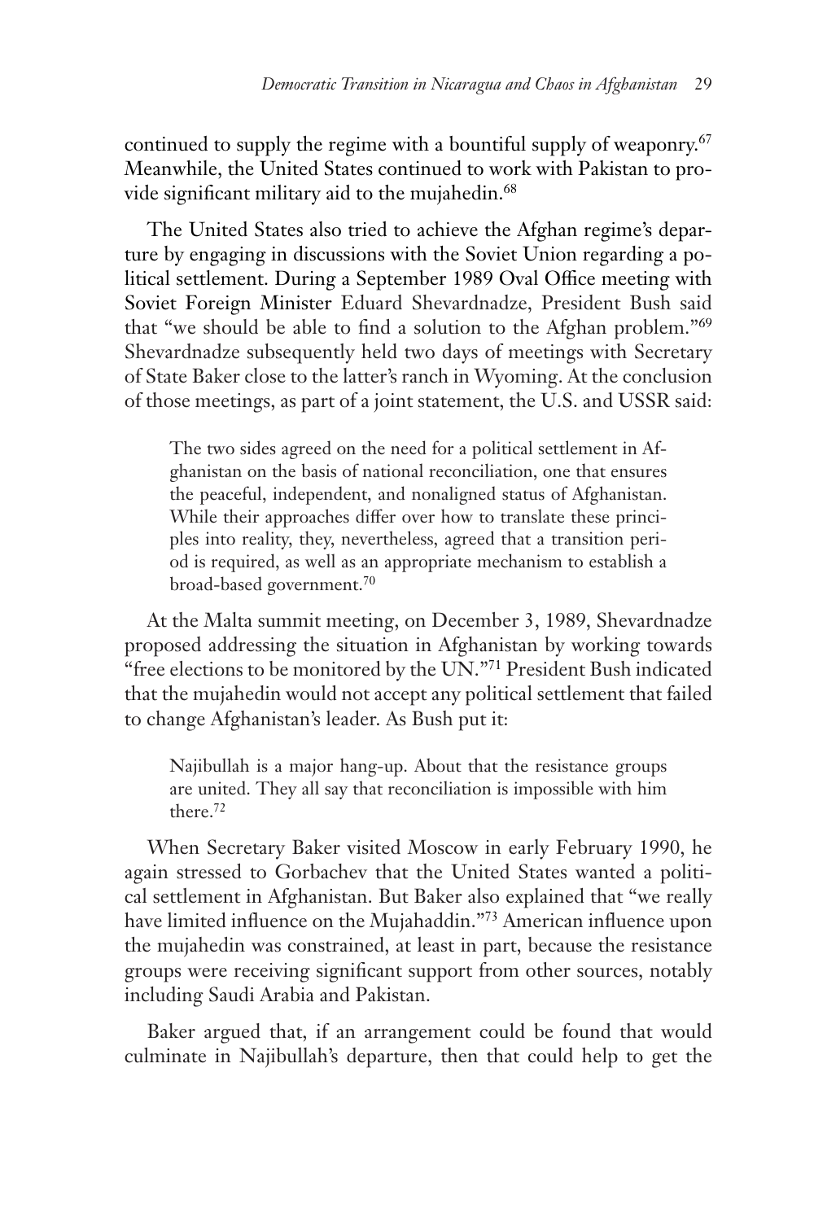continued to supply the regime with a bountiful supply of weaponry.[67] Meanwhile, the United States continued to work with Pakistan to provide significant military aid to the mujahedin.[68]

The United States also tried to achieve the Afghan regime's departure by engaging in discussions with the Soviet Union regarding a political settlement. During a September 1989 Oval Office meeting with Soviet Foreign Minister Eduard Shevardnadze, President Bush said that "we should be able to find a solution to the Afghan problem."[69] Shevardnadze subsequently held two days of meetings with Secretary of State Baker close to the latter's ranch in Wyoming. At the conclusion of those meetings, as part of a joint statement, the U.S. and USSR said:

> The two sides agreed on the need for a political settlement in Afghanistan on the basis of national reconciliation, one that ensures the peaceful, independent, and nonaligned status of Afghanistan. While their approaches differ over how to translate these principles into reality, they, nevertheless, agreed that a transition period is required, as well as an appropriate mechanism to establish a broad-based government.[70]

At the Malta summit meeting, on December 3, 1989, Shevardnadze proposed addressing the situation in Afghanistan by working towards "free elections to be monitored by the UN."[71] President Bush indicated that the mujahedin would not accept any political settlement that failed to change Afghanistan's leader. As Bush put it:

> Najibullah is a major hang-up. About that the resistance groups are united. They all say that reconciliation is impossible with him there.[72]

When Secretary Baker visited Moscow in early February 1990, he again stressed to Gorbachev that the United States wanted a political settlement in Afghanistan. But Baker also explained that "we really have limited influence on the Mujahaddin."[73] American influence upon the mujahedin was constrained, at least in part, because the resistance groups were receiving significant support from other sources, notably including Saudi Arabia and Pakistan.

Baker argued that, if an arrangement could be found that would culminate in Najibullah's departure, then that could help to get the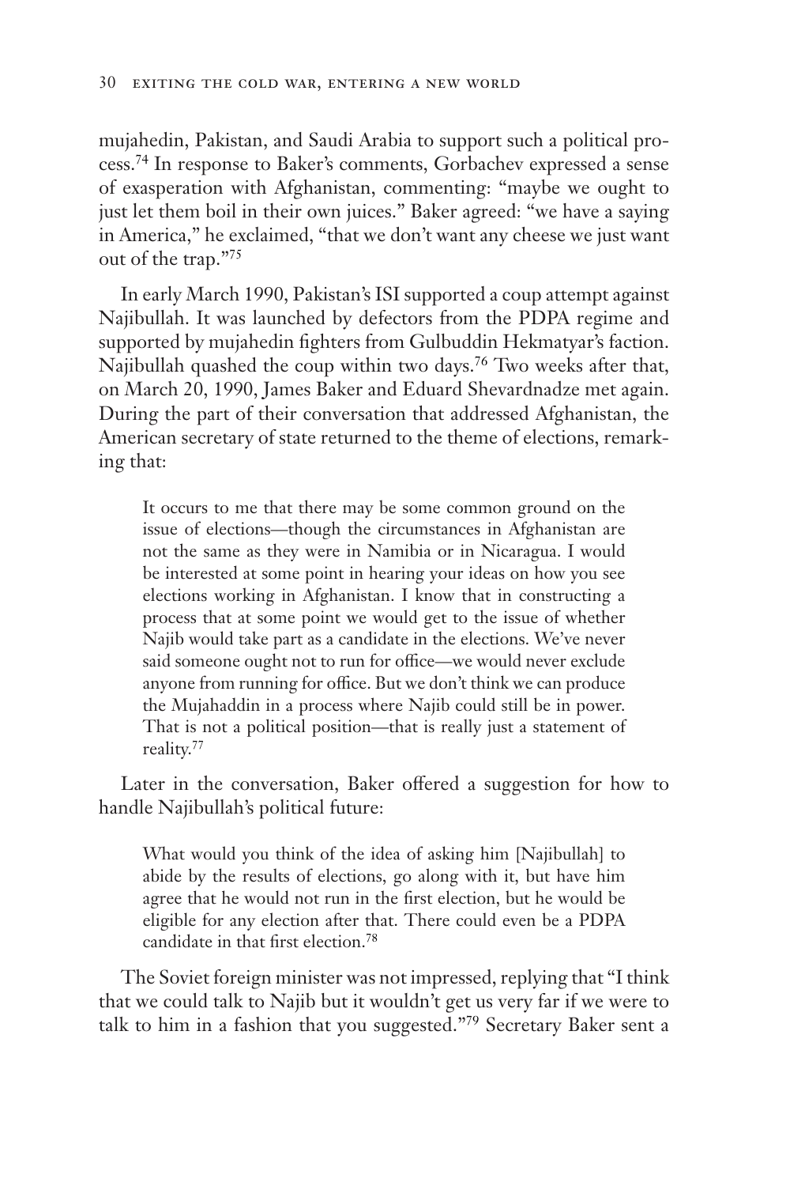mujahedin, Pakistan, and Saudi Arabia to support such a political process.[74] In response to Baker's comments, Gorbachev expressed a sense of exasperation with Afghanistan, commenting: "maybe we ought to just let them boil in their own juices." Baker agreed: "we have a saying in America," he exclaimed, "that we don't want any cheese we just want out of the trap."[75]

In early March 1990, Pakistan's ISI supported a coup attempt against Najibullah. It was launched by defectors from the PDPA regime and supported by mujahedin fighters from Gulbuddin Hekmatyar's faction. Najibullah quashed the coup within two days.[76] Two weeks after that, on March 20, 1990, James Baker and Eduard Shevardnadze met again. During the part of their conversation that addressed Afghanistan, the American secretary of state returned to the theme of elections, remarking that:

> It occurs to me that there may be some common ground on the issue of elections—though the circumstances in Afghanistan are not the same as they were in Namibia or in Nicaragua. I would be interested at some point in hearing your ideas on how you see elections working in Afghanistan. I know that in constructing a process that at some point we would get to the issue of whether Najib would take part as a candidate in the elections. We've never said someone ought not to run for office—we would never exclude anyone from running for office. But we don't think we can produce the Mujahaddin in a process where Najib could still be in power. That is not a political position—that is really just a statement of reality.[77]

Later in the conversation, Baker offered a suggestion for how to handle Najibullah's political future:

> What would you think of the idea of asking him [Najibullah] to abide by the results of elections, go along with it, but have him agree that he would not run in the first election, but he would be eligible for any election after that. There could even be a PDPA candidate in that first election.[78]

The Soviet foreign minister was not impressed, replying that "I think that we could talk to Najib but it wouldn't get us very far if we were to talk to him in a fashion that you suggested."[79] Secretary Baker sent a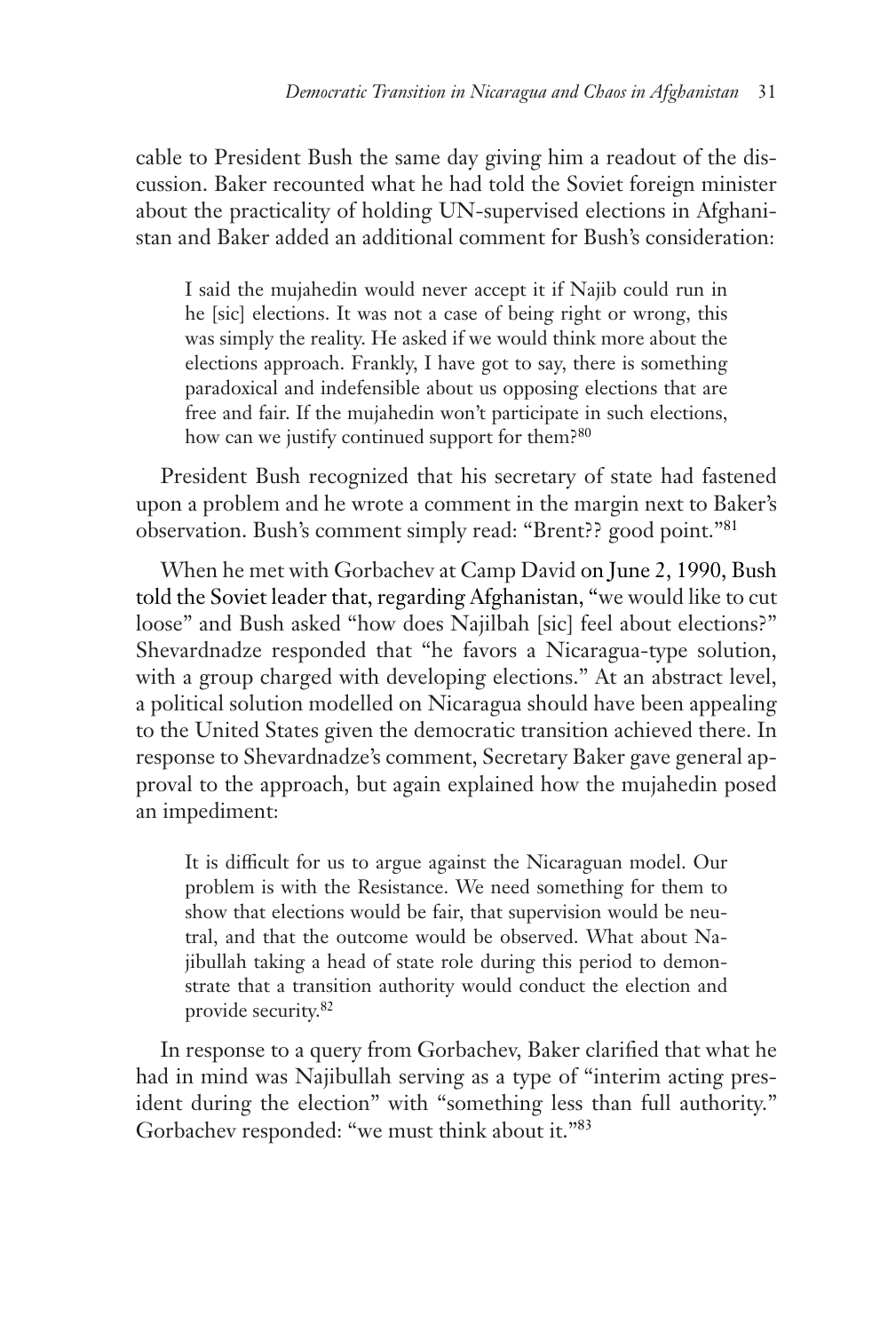cable to President Bush the same day giving him a readout of the discussion. Baker recounted what he had told the Soviet foreign minister about the practicality of holding UN-supervised elections in Afghanistan and Baker added an additional comment for Bush's consideration:

> I said the mujahedin would never accept it if Najib could run in he [sic] elections. It was not a case of being right or wrong, this was simply the reality. He asked if we would think more about the elections approach. Frankly, I have got to say, there is something paradoxical and indefensible about us opposing elections that are free and fair. If the mujahedin won't participate in such elections, how can we justify continued support for them?[80]

President Bush recognized that his secretary of state had fastened upon a problem and he wrote a comment in the margin next to Baker's observation. Bush's comment simply read: "Brent?? good point."[81]

When he met with Gorbachev at Camp David on June 2, 1990, Bush told the Soviet leader that, regarding Afghanistan, "we would like to cut loose" and Bush asked "how does Najilbah [sic] feel about elections?" Shevardnadze responded that "he favors a Nicaragua-type solution, with a group charged with developing elections." At an abstract level, a political solution modelled on Nicaragua should have been appealing to the United States given the democratic transition achieved there. In response to Shevardnadze's comment, Secretary Baker gave general approval to the approach, but again explained how the mujahedin posed an impediment:

> It is difficult for us to argue against the Nicaraguan model. Our problem is with the Resistance. We need something for them to show that elections would be fair, that supervision would be neutral, and that the outcome would be observed. What about Najibullah taking a head of state role during this period to demonstrate that a transition authority would conduct the election and provide security.[82]

In response to a query from Gorbachev, Baker clarified that what he had in mind was Najibullah serving as a type of "interim acting president during the election" with "something less than full authority." Gorbachev responded: "we must think about it."[83]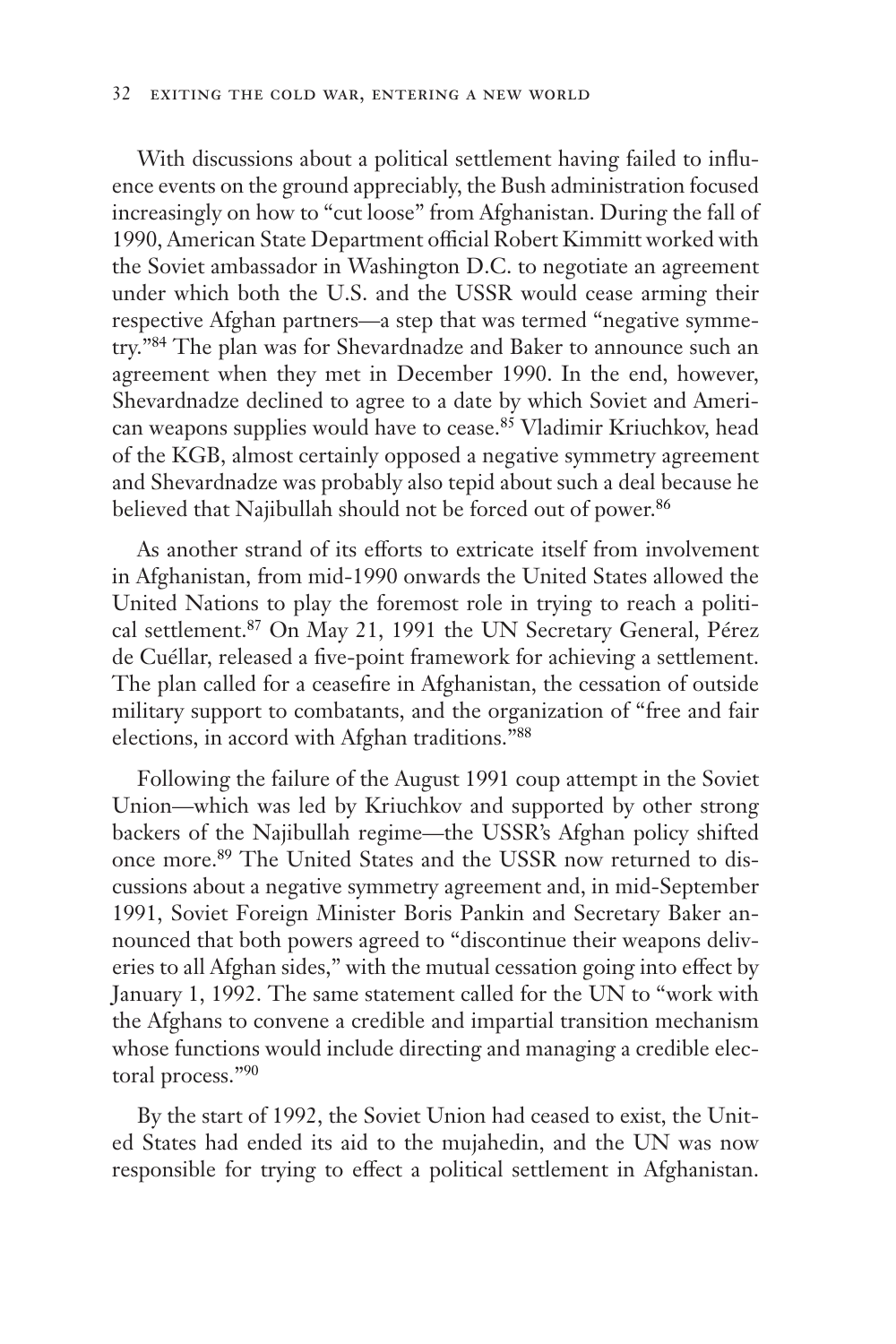With discussions about a political settlement having failed to influence events on the ground appreciably, the Bush administration focused increasingly on how to "cut loose" from Afghanistan. During the fall of 1990, American State Department official Robert Kimmitt worked with the Soviet ambassador in Washington D.C. to negotiate an agreement under which both the U.S. and the USSR would cease arming their respective Afghan partners—a step that was termed "negative symmetry."[84] The plan was for Shevardnadze and Baker to announce such an agreement when they met in December 1990. In the end, however, Shevardnadze declined to agree to a date by which Soviet and American weapons supplies would have to cease.[85] Vladimir Kriuchkov, head of the KGB, almost certainly opposed a negative symmetry agreement and Shevardnadze was probably also tepid about such a deal because he believed that Najibullah should not be forced out of power.[86]

As another strand of its efforts to extricate itself from involvement in Afghanistan, from mid-1990 onwards the United States allowed the United Nations to play the foremost role in trying to reach a political settlement.[87] On May 21, 1991 the UN Secretary General, Pérez de Cuéllar, released a five-point framework for achieving a settlement. The plan called for a ceasefire in Afghanistan, the cessation of outside military support to combatants, and the organization of "free and fair elections, in accord with Afghan traditions."[88]

Following the failure of the August 1991 coup attempt in the Soviet Union—which was led by Kriuchkov and supported by other strong backers of the Najibullah regime—the USSR's Afghan policy shifted once more.[89] The United States and the USSR now returned to discussions about a negative symmetry agreement and, in mid-September 1991, Soviet Foreign Minister Boris Pankin and Secretary Baker announced that both powers agreed to "discontinue their weapons deliveries to all Afghan sides," with the mutual cessation going into effect by January 1, 1992. The same statement called for the UN to "work with the Afghans to convene a credible and impartial transition mechanism whose functions would include directing and managing a credible electoral process."[90]

By the start of 1992, the Soviet Union had ceased to exist, the United States had ended its aid to the mujahedin, and the UN was now responsible for trying to effect a political settlement in Afghanistan.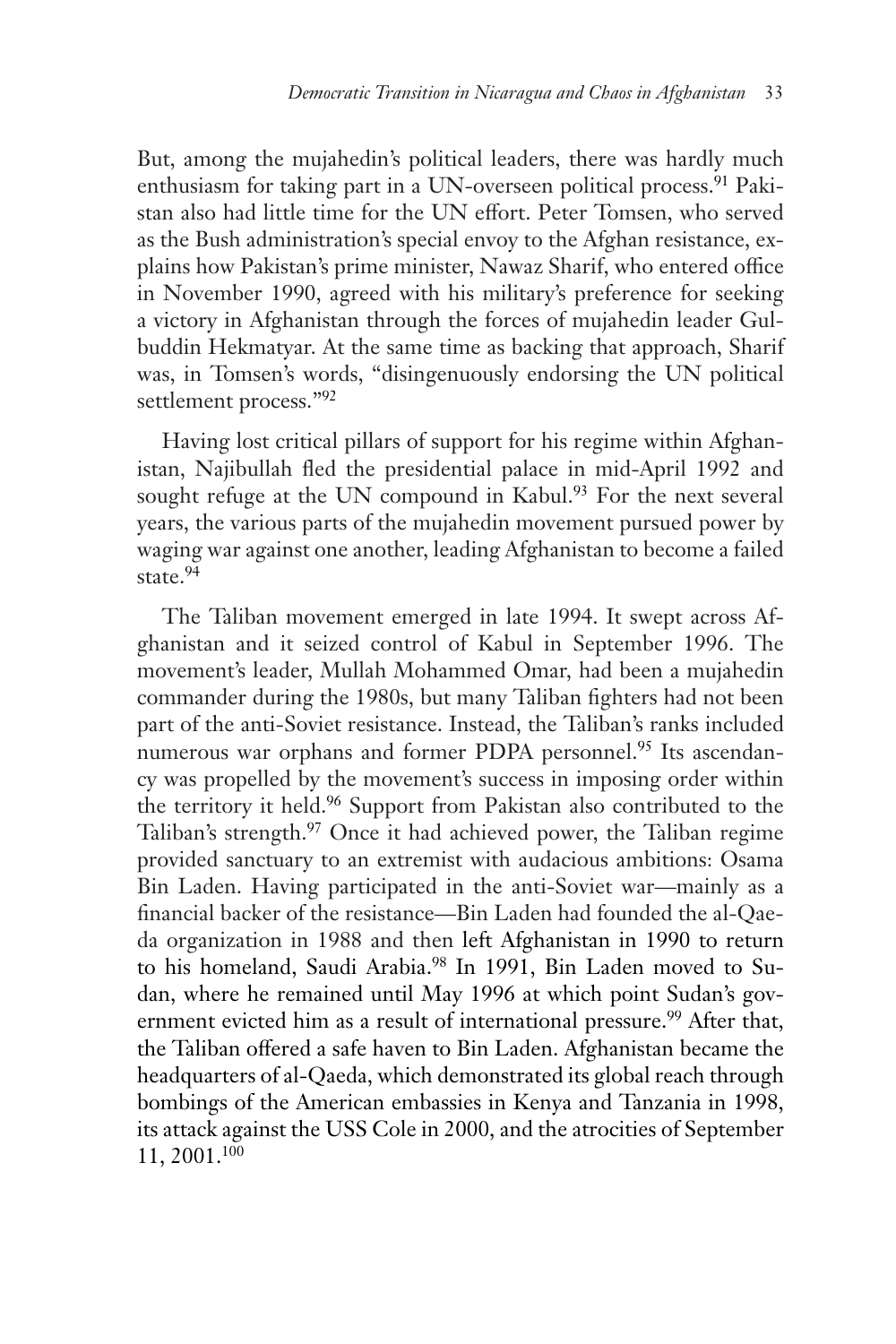But, among the mujahedin's political leaders, there was hardly much enthusiasm for taking part in a UN-overseen political process.[91] Pakistan also had little time for the UN effort. Peter Tomsen, who served as the Bush administration's special envoy to the Afghan resistance, explains how Pakistan's prime minister, Nawaz Sharif, who entered office in November 1990, agreed with his military's preference for seeking a victory in Afghanistan through the forces of mujahedin leader Gulbuddin Hekmatyar. At the same time as backing that approach, Sharif was, in Tomsen's words, "disingenuously endorsing the UN political settlement process."[92]

Having lost critical pillars of support for his regime within Afghanistan, Najibullah fled the presidential palace in mid-April 1992 and sought refuge at the UN compound in Kabul.[93] For the next several years, the various parts of the mujahedin movement pursued power by waging war against one another, leading Afghanistan to become a failed state.[94]

The Taliban movement emerged in late 1994. It swept across Afghanistan and it seized control of Kabul in September 1996. The movement's leader, Mullah Mohammed Omar, had been a mujahedin commander during the 1980s, but many Taliban fighters had not been part of the anti-Soviet resistance. Instead, the Taliban's ranks included numerous war orphans and former PDPA personnel.[95] Its ascendancy was propelled by the movement's success in imposing order within the territory it held.[96] Support from Pakistan also contributed to the Taliban's strength.[97] Once it had achieved power, the Taliban regime provided sanctuary to an extremist with audacious ambitions: Osama Bin Laden. Having participated in the anti-Soviet war—mainly as a financial backer of the resistance—Bin Laden had founded the al-Qaeda organization in 1988 and then left Afghanistan in 1990 to return to his homeland, Saudi Arabia.[98] In 1991, Bin Laden moved to Sudan, where he remained until May 1996 at which point Sudan's government evicted him as a result of international pressure.[99] After that, the Taliban offered a safe haven to Bin Laden. Afghanistan became the headquarters of al-Qaeda, which demonstrated its global reach through bombings of the American embassies in Kenya and Tanzania in 1998, its attack against the USS Cole in 2000, and the atrocities of September 11, 2001.[100]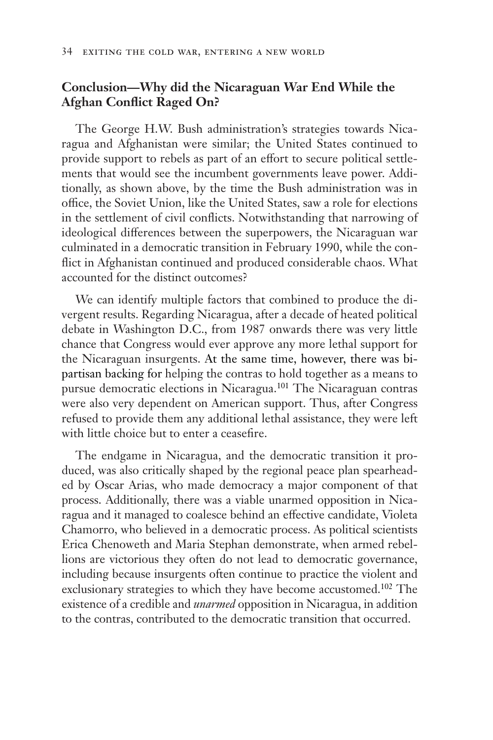## Conclusion—Why did the Nicaraguan War End While the Afghan Conflict Raged On?

The George H.W. Bush administration's strategies towards Nicaragua and Afghanistan were similar; the United States continued to provide support to rebels as part of an effort to secure political settlements that would see the incumbent governments leave power. Additionally, as shown above, by the time the Bush administration was in office, the Soviet Union, like the United States, saw a role for elections in the settlement of civil conflicts. Notwithstanding that narrowing of ideological differences between the superpowers, the Nicaraguan war culminated in a democratic transition in February 1990, while the conflict in Afghanistan continued and produced considerable chaos. What accounted for the distinct outcomes?

We can identify multiple factors that combined to produce the divergent results. Regarding Nicaragua, after a decade of heated political debate in Washington D.C., from 1987 onwards there was very little chance that Congress would ever approve any more lethal support for the Nicaraguan insurgents. At the same time, however, there was bipartisan backing for helping the contras to hold together as a means to pursue democratic elections in Nicaragua.[101] The Nicaraguan contras were also very dependent on American support. Thus, after Congress refused to provide them any additional lethal assistance, they were left with little choice but to enter a ceasefire.

The endgame in Nicaragua, and the democratic transition it produced, was also critically shaped by the regional peace plan spearheaded by Oscar Arias, who made democracy a major component of that process. Additionally, there was a viable unarmed opposition in Nicaragua and it managed to coalesce behind an effective candidate, Violeta Chamorro, who believed in a democratic process. As political scientists Erica Chenoweth and Maria Stephan demonstrate, when armed rebellions are victorious they often do not lead to democratic governance, including because insurgents often continue to practice the violent and exclusionary strategies to which they have become accustomed.[102] The existence of a credible and *unarmed* opposition in Nicaragua, in addition to the contras, contributed to the democratic transition that occurred.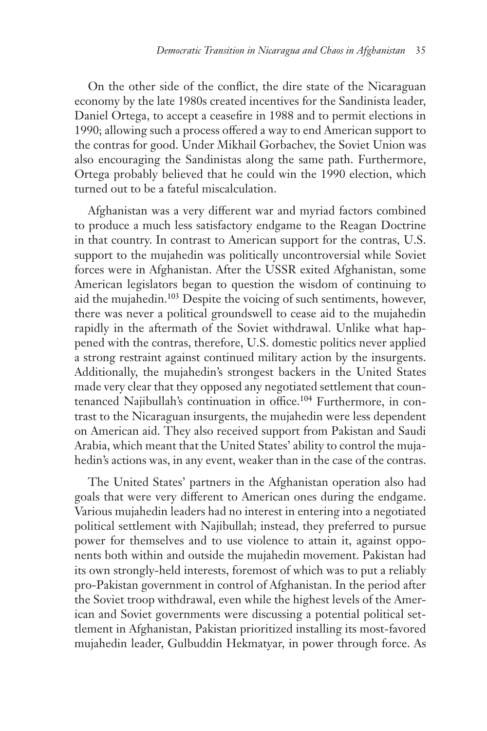On the other side of the conflict, the dire state of the Nicaraguan economy by the late 1980s created incentives for the Sandinista leader, Daniel Ortega, to accept a ceasefire in 1988 and to permit elections in 1990; allowing such a process offered a way to end American support to the contras for good. Under Mikhail Gorbachev, the Soviet Union was also encouraging the Sandinistas along the same path. Furthermore, Ortega probably believed that he could win the 1990 election, which turned out to be a fateful miscalculation.

Afghanistan was a very different war and myriad factors combined to produce a much less satisfactory endgame to the Reagan Doctrine in that country. In contrast to American support for the contras, U.S. support to the mujahedin was politically uncontroversial while Soviet forces were in Afghanistan. After the USSR exited Afghanistan, some American legislators began to question the wisdom of continuing to aid the mujahedin.[103] Despite the voicing of such sentiments, however, there was never a political groundswell to cease aid to the mujahedin rapidly in the aftermath of the Soviet withdrawal. Unlike what happened with the contras, therefore, U.S. domestic politics never applied a strong restraint against continued military action by the insurgents. Additionally, the mujahedin's strongest backers in the United States made very clear that they opposed any negotiated settlement that countenanced Najibullah's continuation in office.[104] Furthermore, in contrast to the Nicaraguan insurgents, the mujahedin were less dependent on American aid. They also received support from Pakistan and Saudi Arabia, which meant that the United States' ability to control the mujahedin's actions was, in any event, weaker than in the case of the contras.

The United States' partners in the Afghanistan operation also had goals that were very different to American ones during the endgame. Various mujahedin leaders had no interest in entering into a negotiated political settlement with Najibullah; instead, they preferred to pursue power for themselves and to use violence to attain it, against opponents both within and outside the mujahedin movement. Pakistan had its own strongly-held interests, foremost of which was to put a reliably pro-Pakistan government in control of Afghanistan. In the period after the Soviet troop withdrawal, even while the highest levels of the American and Soviet governments were discussing a potential political settlement in Afghanistan, Pakistan prioritized installing its most-favored mujahedin leader, Gulbuddin Hekmatyar, in power through force. As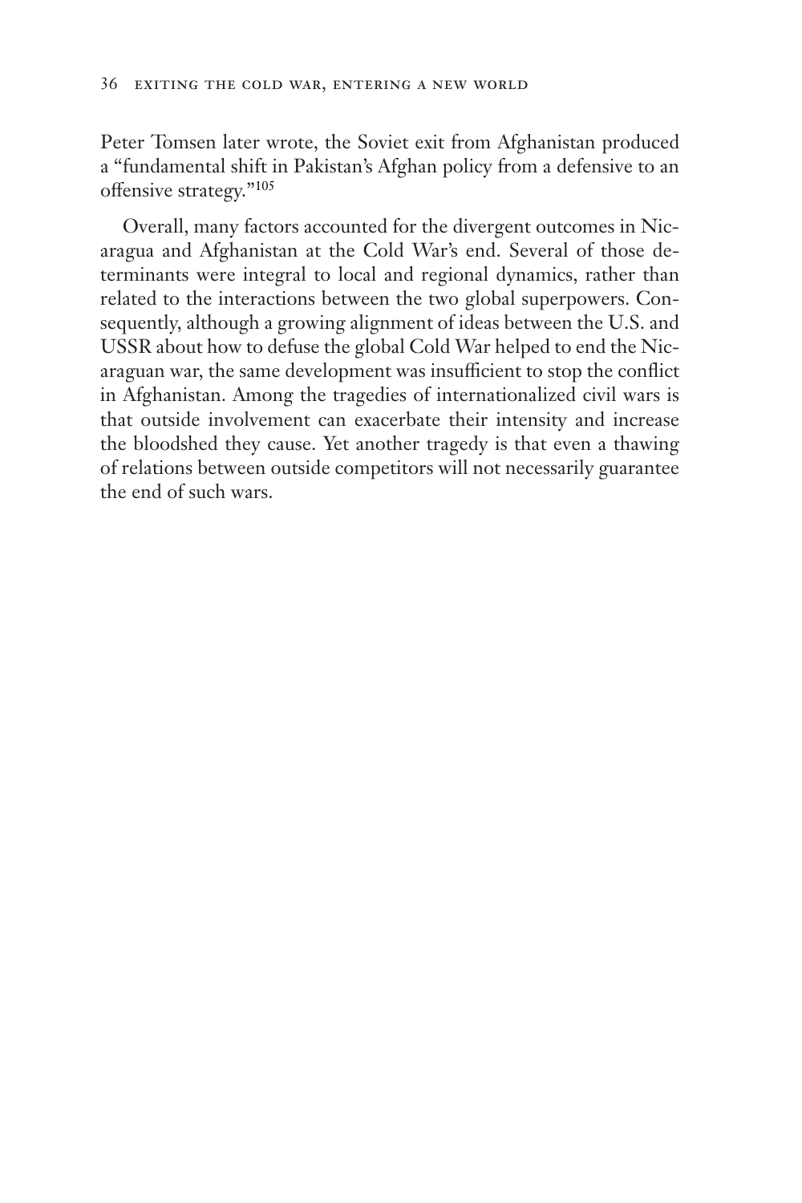Peter Tomsen later wrote, the Soviet exit from Afghanistan produced a "fundamental shift in Pakistan's Afghan policy from a defensive to an offensive strategy."[105]

Overall, many factors accounted for the divergent outcomes in Nicaragua and Afghanistan at the Cold War's end. Several of those determinants were integral to local and regional dynamics, rather than related to the interactions between the two global superpowers. Consequently, although a growing alignment of ideas between the U.S. and USSR about how to defuse the global Cold War helped to end the Nicaraguan war, the same development was insufficient to stop the conflict in Afghanistan. Among the tragedies of internationalized civil wars is that outside involvement can exacerbate their intensity and increase the bloodshed they cause. Yet another tragedy is that even a thawing of relations between outside competitors will not necessarily guarantee the end of such wars.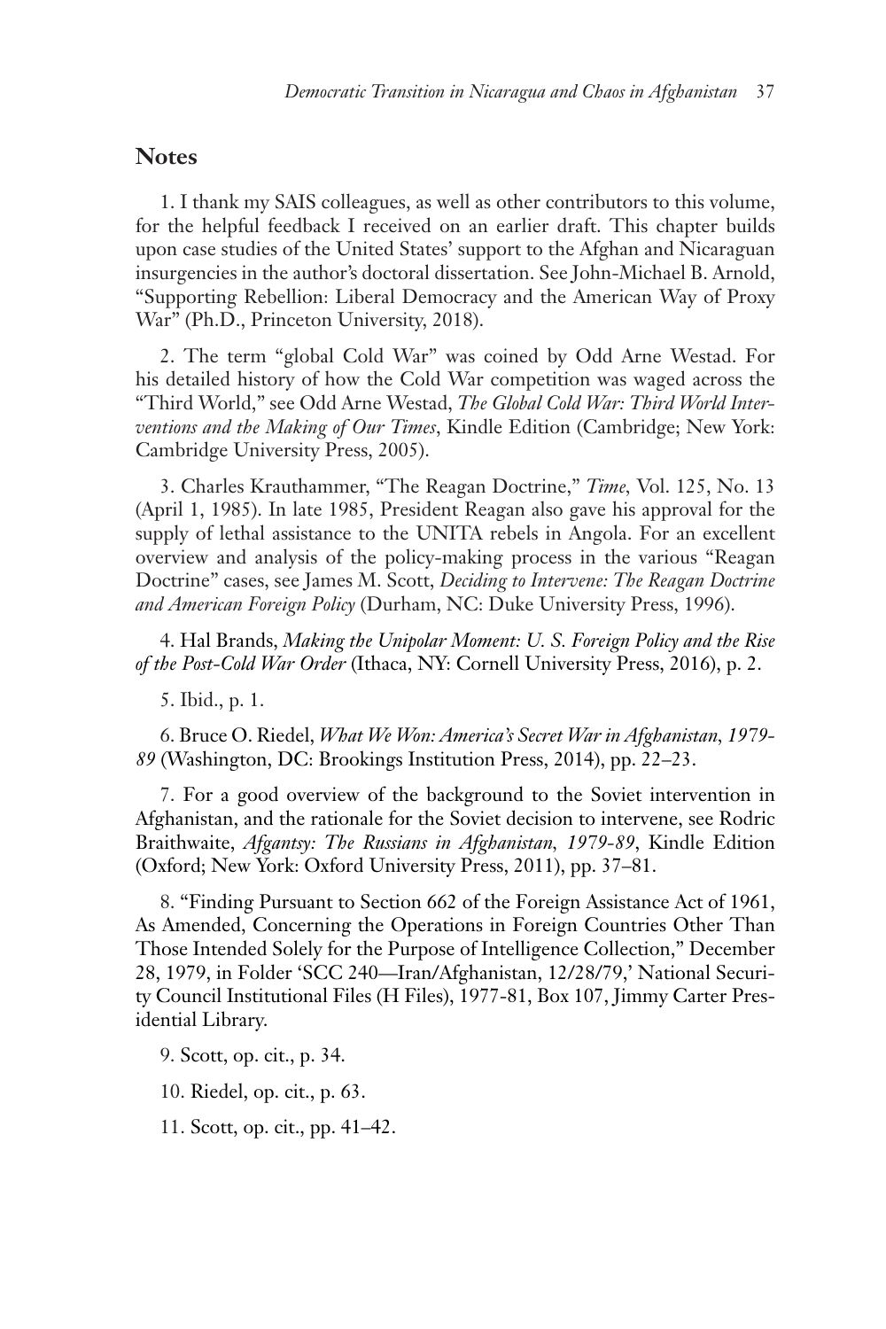## Notes

1. I thank my SAIS colleagues, as well as other contributors to this volume, for the helpful feedback I received on an earlier draft. This chapter builds upon case studies of the United States' support to the Afghan and Nicaraguan insurgencies in the author's doctoral dissertation. See John-Michael B. Arnold, "Supporting Rebellion: Liberal Democracy and the American Way of Proxy War" (Ph.D., Princeton University, 2018).

2. The term "global Cold War" was coined by Odd Arne Westad. For his detailed history of how the Cold War competition was waged across the "Third World," see Odd Arne Westad, *The Global Cold War: Third World Interventions and the Making of Our Times*, Kindle Edition (Cambridge; New York: Cambridge University Press, 2005).

3. Charles Krauthammer, "The Reagan Doctrine," *Time*, Vol. 125, No. 13 (April 1, 1985). In late 1985, President Reagan also gave his approval for the supply of lethal assistance to the UNITA rebels in Angola. For an excellent overview and analysis of the policy-making process in the various "Reagan Doctrine" cases, see James M. Scott, *Deciding to Intervene: The Reagan Doctrine and American Foreign Policy* (Durham, NC: Duke University Press, 1996).

4. Hal Brands, *Making the Unipolar Moment: U. S. Foreign Policy and the Rise of the Post-Cold War Order* (Ithaca, NY: Cornell University Press, 2016), p. 2.

5. Ibid., p. 1.

6. Bruce O. Riedel, *What We Won: America's Secret War in Afghanistan, 1979-89* (Washington, DC: Brookings Institution Press, 2014), pp. 22–23.

7. For a good overview of the background to the Soviet intervention in Afghanistan, and the rationale for the Soviet decision to intervene, see Rodric Braithwaite, *Afgantsy: The Russians in Afghanistan, 1979-89*, Kindle Edition (Oxford; New York: Oxford University Press, 2011), pp. 37–81.

8. "Finding Pursuant to Section 662 of the Foreign Assistance Act of 1961, As Amended, Concerning the Operations in Foreign Countries Other Than Those Intended Solely for the Purpose of Intelligence Collection," December 28, 1979, in Folder 'SCC 240—Iran/Afghanistan, 12/28/79,' National Security Council Institutional Files (H Files), 1977-81, Box 107, Jimmy Carter Presidential Library.

9. Scott, op. cit., p. 34.

10. Riedel, op. cit., p. 63.

11. Scott, op. cit., pp. 41–42.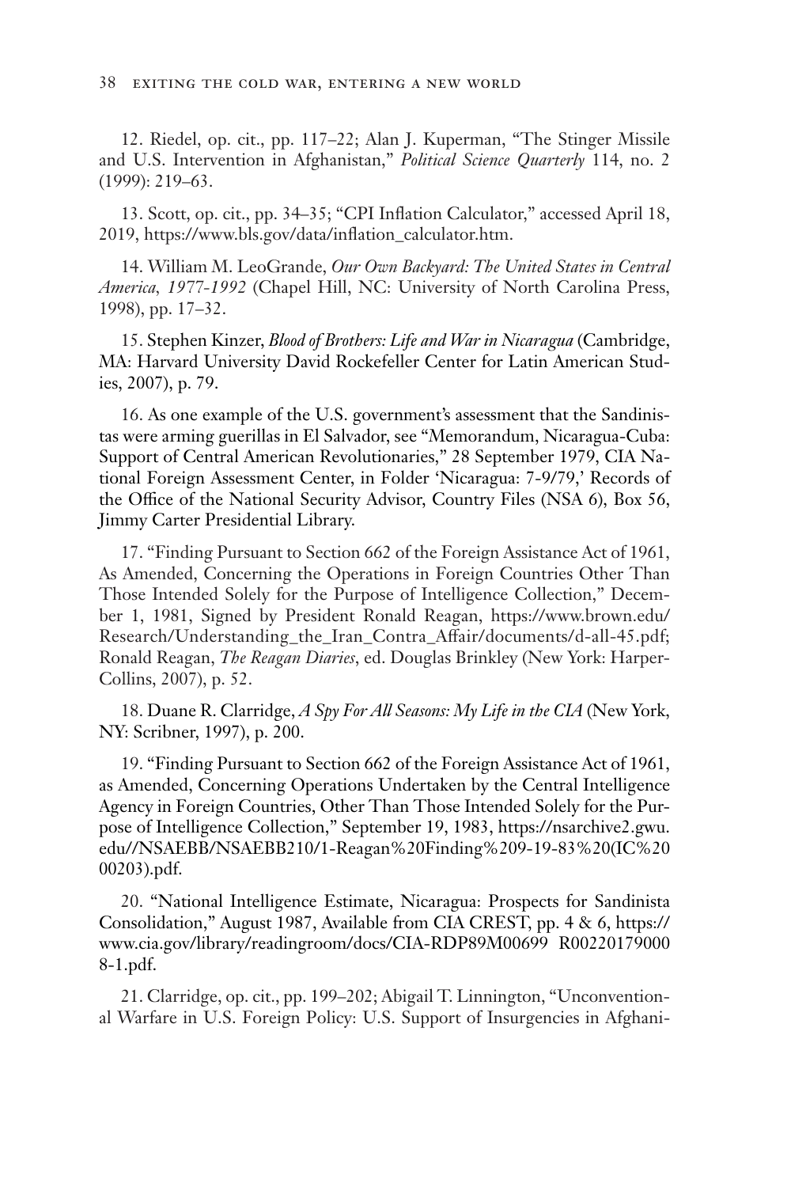12. Riedel, op. cit., pp. 117–22; Alan J. Kuperman, "The Stinger Missile and U.S. Intervention in Afghanistan," *Political Science Quarterly* 114, no. 2 (1999): 219–63.

13. Scott, op. cit., pp. 34–35; "CPI Inflation Calculator," accessed April 18, 2019, https://www.bls.gov/data/inflation_calculator.htm.

14. William M. LeoGrande, *Our Own Backyard: The United States in Central America, 1977-1992* (Chapel Hill, NC: University of North Carolina Press, 1998), pp. 17–32.

15. Stephen Kinzer, *Blood of Brothers: Life and War in Nicaragua* (Cambridge, MA: Harvard University David Rockefeller Center for Latin American Studies, 2007), p. 79.

16. As one example of the U.S. government's assessment that the Sandinistas were arming guerillas in El Salvador, see "Memorandum, Nicaragua-Cuba: Support of Central American Revolutionaries," 28 September 1979, CIA National Foreign Assessment Center, in Folder 'Nicaragua: 7-9/79,' Records of the Office of the National Security Advisor, Country Files (NSA 6), Box 56, Jimmy Carter Presidential Library.

17. "Finding Pursuant to Section 662 of the Foreign Assistance Act of 1961, As Amended, Concerning the Operations in Foreign Countries Other Than Those Intended Solely for the Purpose of Intelligence Collection," December 1, 1981, Signed by President Ronald Reagan, https://www.brown.edu/Research/Understanding_the_Iran_Contra_Affair/documents/d-all-45.pdf; Ronald Reagan, *The Reagan Diaries*, ed. Douglas Brinkley (New York: HarperCollins, 2007), p. 52.

18. Duane R. Clarridge, *A Spy For All Seasons: My Life in the CIA* (New York, NY: Scribner, 1997), p. 200.

19. "Finding Pursuant to Section 662 of the Foreign Assistance Act of 1961, as Amended, Concerning Operations Undertaken by the Central Intelligence Agency in Foreign Countries, Other Than Those Intended Solely for the Purpose of Intelligence Collection," September 19, 1983, https://nsarchive2.gwu.edu//NSAEBB/NSAEBB210/1-Reagan%20Finding%209-19-83%20(IC%2000203).pdf.

20. "National Intelligence Estimate, Nicaragua: Prospects for Sandinista Consolidation," August 1987, Available from CIA CREST, pp. 4 & 6, https://www.cia.gov/library/readingroom/docs/CIA-RDP89M00699 R002201790008-1.pdf.

21. Clarridge, op. cit., pp. 199–202; Abigail T. Linnington, "Unconventional Warfare in U.S. Foreign Policy: U.S. Support of Insurgencies in Afghani-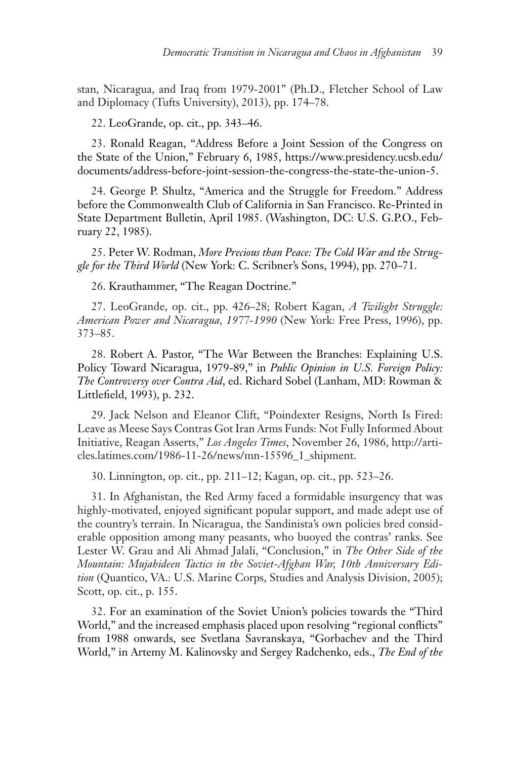stan, Nicaragua, and Iraq from 1979-2001" (Ph.D., Fletcher School of Law and Diplomacy (Tufts University), 2013), pp. 174–78.

22. LeoGrande, op. cit., pp. 343–46.

23. Ronald Reagan, "Address Before a Joint Session of the Congress on the State of the Union," February 6, 1985, https://www.presidency.ucsb.edu/documents/address-before-joint-session-the-congress-the-state-the-union-5.

24. George P. Shultz, "America and the Struggle for Freedom." Address before the Commonwealth Club of California in San Francisco. Re-Printed in State Department Bulletin, April 1985. (Washington, DC: U.S. G.P.O., February 22, 1985).

25. Peter W. Rodman, *More Precious than Peace: The Cold War and the Struggle for the Third World* (New York: C. Scribner's Sons, 1994), pp. 270–71.

26. Krauthammer, "The Reagan Doctrine."

27. LeoGrande, op. cit., pp. 426–28; Robert Kagan, *A Twilight Struggle: American Power and Nicaragua, 1977-1990* (New York: Free Press, 1996), pp. 373–85.

28. Robert A. Pastor, "The War Between the Branches: Explaining U.S. Policy Toward Nicaragua, 1979-89," in *Public Opinion in U.S. Foreign Policy: The Controversy over Contra Aid*, ed. Richard Sobel (Lanham, MD: Rowman & Littlefield, 1993), p. 232.

29. Jack Nelson and Eleanor Clift, "Poindexter Resigns, North Is Fired: Leave as Meese Says Contras Got Iran Arms Funds: Not Fully Informed About Initiative, Reagan Asserts," *Los Angeles Times*, November 26, 1986, http://articles.latimes.com/1986-11-26/news/mn-15596_1_shipment.

30. Linnington, op. cit., pp. 211–12; Kagan, op. cit., pp. 523–26.

31. In Afghanistan, the Red Army faced a formidable insurgency that was highly-motivated, enjoyed significant popular support, and made adept use of the country's terrain. In Nicaragua, the Sandinista's own policies bred considerable opposition among many peasants, who buoyed the contras' ranks. See Lester W. Grau and Ali Ahmad Jalali, "Conclusion," in *The Other Side of the Mountain: Mujahideen Tactics in the Soviet-Afghan War, 10th Anniversary Edition* (Quantico, VA.: U.S. Marine Corps, Studies and Analysis Division, 2005); Scott, op. cit., p. 155.

32. For an examination of the Soviet Union's policies towards the "Third World," and the increased emphasis placed upon resolving "regional conflicts" from 1988 onwards, see Svetlana Savranskaya, "Gorbachev and the Third World," in Artemy M. Kalinovsky and Sergey Radchenko, eds., *The End of the*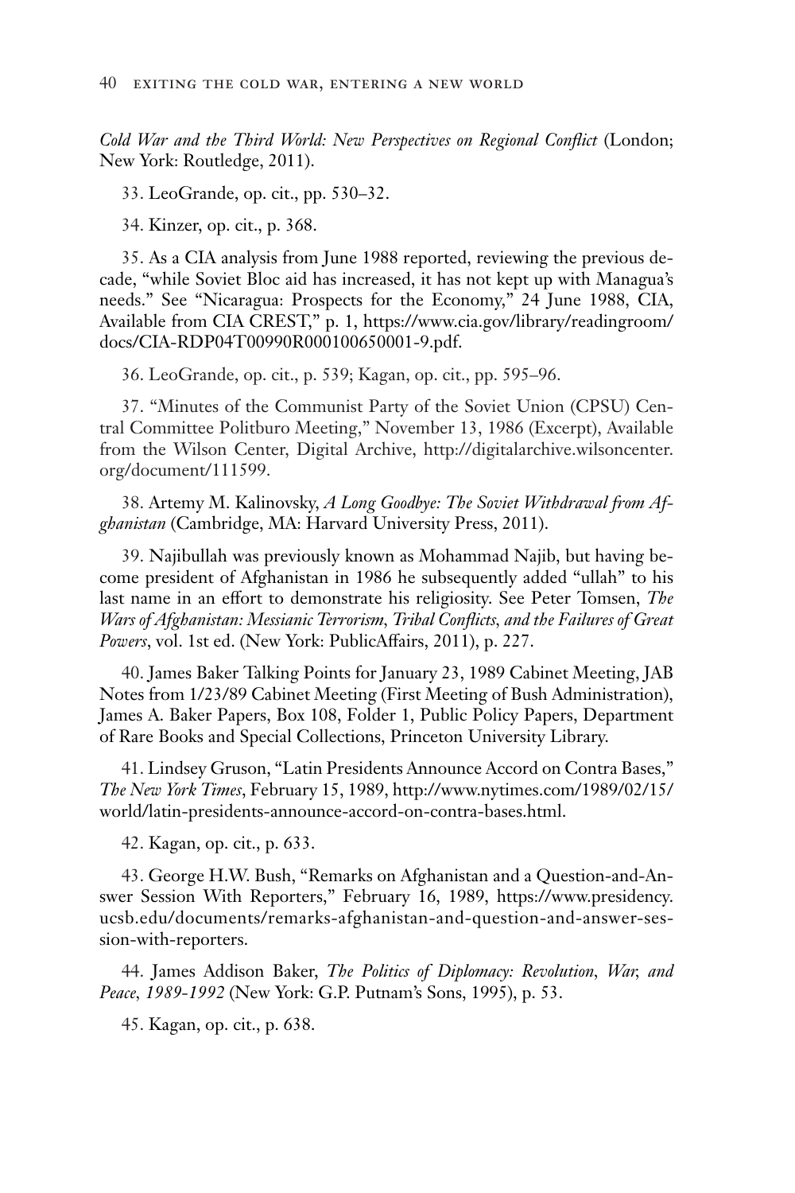*Cold War and the Third World: New Perspectives on Regional Conflict* (London; New York: Routledge, 2011).

33. LeoGrande, op. cit., pp. 530–32.

34. Kinzer, op. cit., p. 368.

35. As a CIA analysis from June 1988 reported, reviewing the previous decade, "while Soviet Bloc aid has increased, it has not kept up with Managua's needs." See "Nicaragua: Prospects for the Economy," 24 June 1988, CIA, Available from CIA CREST," p. 1, https://www.cia.gov/library/readingroom/docs/CIA-RDP04T00990R000100650001-9.pdf.

36. LeoGrande, op. cit., p. 539; Kagan, op. cit., pp. 595–96.

37. "Minutes of the Communist Party of the Soviet Union (CPSU) Central Committee Politburo Meeting," November 13, 1986 (Excerpt), Available from the Wilson Center, Digital Archive, http://digitalarchive.wilsoncenter.org/document/111599.

38. Artemy M. Kalinovsky, *A Long Goodbye: The Soviet Withdrawal from Afghanistan* (Cambridge, MA: Harvard University Press, 2011).

39. Najibullah was previously known as Mohammad Najib, but having become president of Afghanistan in 1986 he subsequently added "ullah" to his last name in an effort to demonstrate his religiosity. See Peter Tomsen, *The Wars of Afghanistan: Messianic Terrorism, Tribal Conflicts, and the Failures of Great Powers*, vol. 1st ed. (New York: PublicAffairs, 2011), p. 227.

40. James Baker Talking Points for January 23, 1989 Cabinet Meeting, JAB Notes from 1/23/89 Cabinet Meeting (First Meeting of Bush Administration), James A. Baker Papers, Box 108, Folder 1, Public Policy Papers, Department of Rare Books and Special Collections, Princeton University Library.

41. Lindsey Gruson, "Latin Presidents Announce Accord on Contra Bases," *The New York Times*, February 15, 1989, http://www.nytimes.com/1989/02/15/world/latin-presidents-announce-accord-on-contra-bases.html.

42. Kagan, op. cit., p. 633.

43. George H.W. Bush, "Remarks on Afghanistan and a Question-and-Answer Session With Reporters," February 16, 1989, https://www.presidency.ucsb.edu/documents/remarks-afghanistan-and-question-and-answer-session-with-reporters.

44. James Addison Baker, *The Politics of Diplomacy: Revolution, War, and Peace, 1989-1992* (New York: G.P. Putnam's Sons, 1995), p. 53.

45. Kagan, op. cit., p. 638.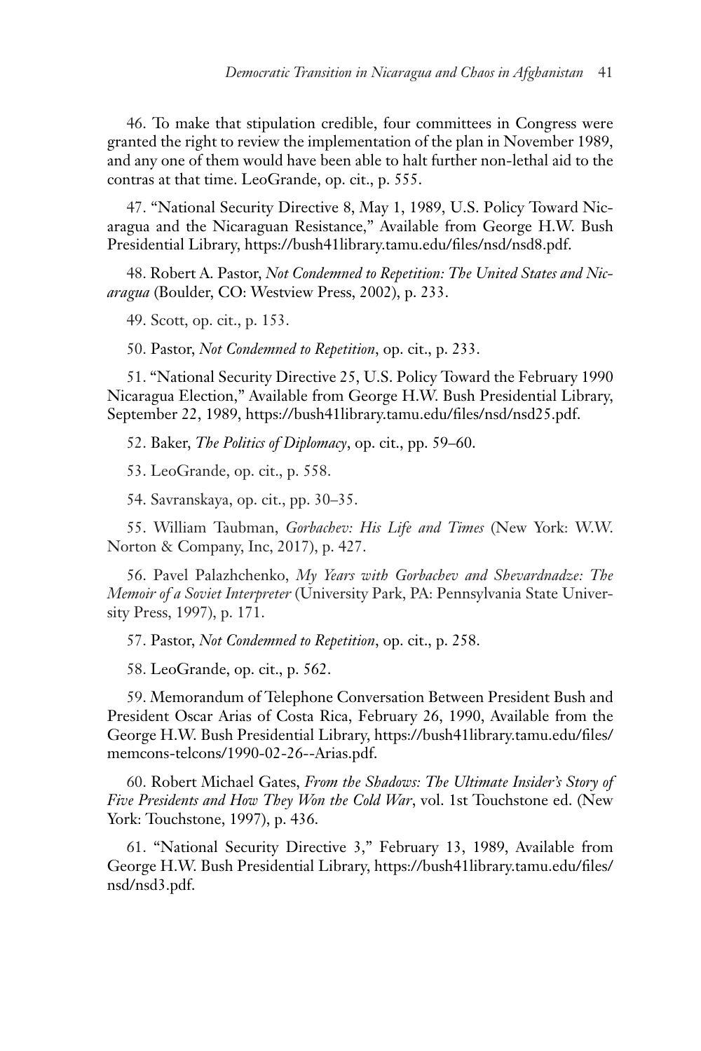46. To make that stipulation credible, four committees in Congress were granted the right to review the implementation of the plan in November 1989, and any one of them would have been able to halt further non-lethal aid to the contras at that time. LeoGrande, op. cit., p. 555.

47. "National Security Directive 8, May 1, 1989, U.S. Policy Toward Nicaragua and the Nicaraguan Resistance," Available from George H.W. Bush Presidential Library, https://bush41library.tamu.edu/files/nsd/nsd8.pdf.

48. Robert A. Pastor, *Not Condemned to Repetition: The United States and Nicaragua* (Boulder, CO: Westview Press, 2002), p. 233.

49. Scott, op. cit., p. 153.

50. Pastor, *Not Condemned to Repetition*, op. cit., p. 233.

51. "National Security Directive 25, U.S. Policy Toward the February 1990 Nicaragua Election," Available from George H.W. Bush Presidential Library, September 22, 1989, https://bush41library.tamu.edu/files/nsd/nsd25.pdf.

52. Baker, *The Politics of Diplomacy*, op. cit., pp. 59–60.

53. LeoGrande, op. cit., p. 558.

54. Savranskaya, op. cit., pp. 30–35.

55. William Taubman, *Gorbachev: His Life and Times* (New York: W.W. Norton & Company, Inc, 2017), p. 427.

56. Pavel Palazhchenko, *My Years with Gorbachev and Shevardnadze: The Memoir of a Soviet Interpreter* (University Park, PA: Pennsylvania State University Press, 1997), p. 171.

57. Pastor, *Not Condemned to Repetition*, op. cit., p. 258.

58. LeoGrande, op. cit., p. 562.

59. Memorandum of Telephone Conversation Between President Bush and President Oscar Arias of Costa Rica, February 26, 1990, Available from the George H.W. Bush Presidential Library, https://bush41library.tamu.edu/files/memcons-telcons/1990-02-26--Arias.pdf.

60. Robert Michael Gates, *From the Shadows: The Ultimate Insider's Story of Five Presidents and How They Won the Cold War*, vol. 1st Touchstone ed. (New York: Touchstone, 1997), p. 436.

61. "National Security Directive 3," February 13, 1989, Available from George H.W. Bush Presidential Library, https://bush41library.tamu.edu/files/nsd/nsd3.pdf.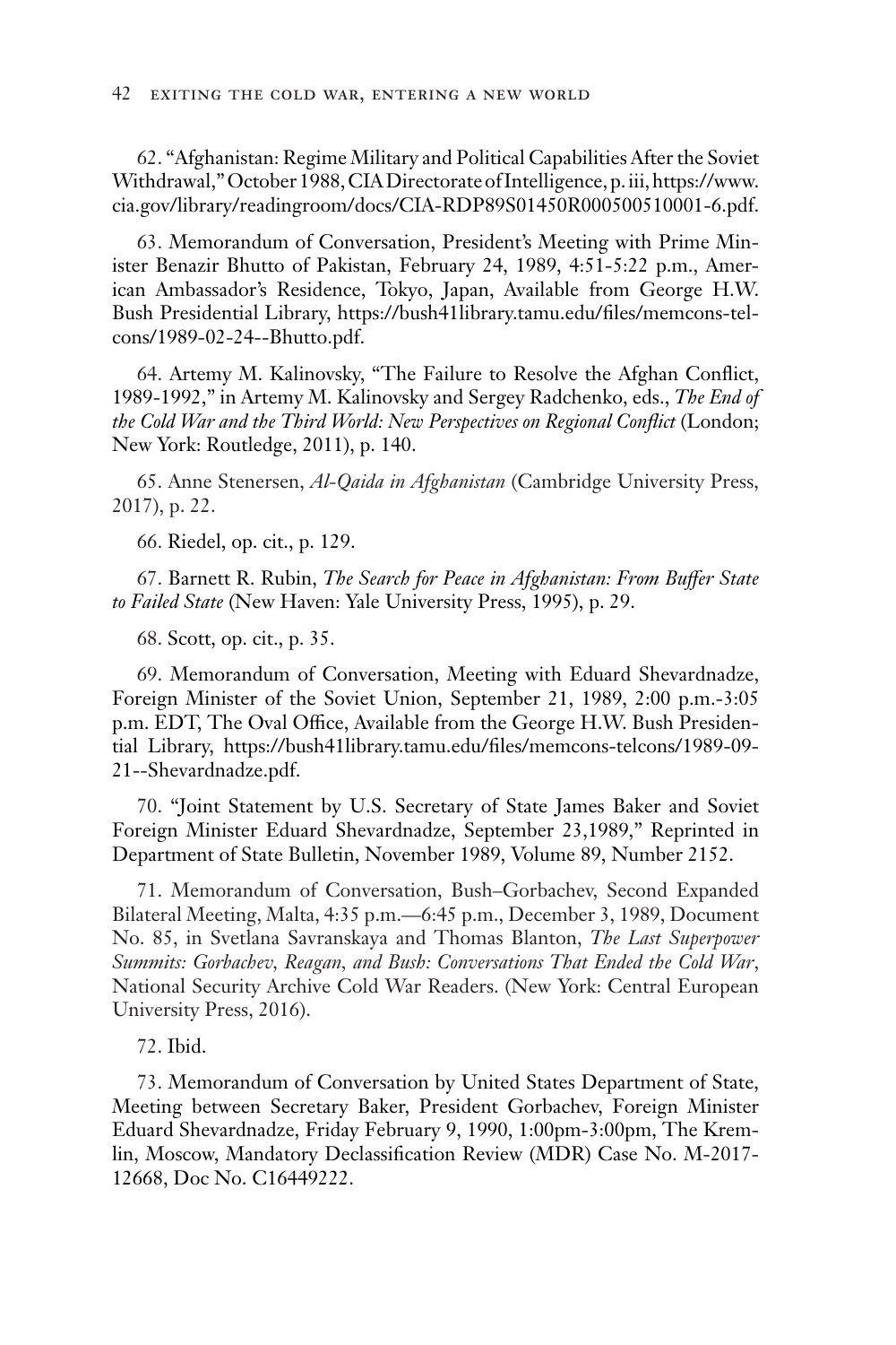62. "Afghanistan: Regime Military and Political Capabilities After the Soviet Withdrawal," October 1988, CIA Directorate of Intelligence, p. iii, https://www.cia.gov/library/readingroom/docs/CIA-RDP89S01450R000500510001-6.pdf.

63. Memorandum of Conversation, President's Meeting with Prime Minister Benazir Bhutto of Pakistan, February 24, 1989, 4:51-5:22 p.m., American Ambassador's Residence, Tokyo, Japan, Available from George H.W. Bush Presidential Library, https://bush41library.tamu.edu/files/memcons-telcons/1989-02-24--Bhutto.pdf.

64. Artemy M. Kalinovsky, "The Failure to Resolve the Afghan Conflict, 1989-1992," in Artemy M. Kalinovsky and Sergey Radchenko, eds., *The End of the Cold War and the Third World: New Perspectives on Regional Conflict* (London; New York: Routledge, 2011), p. 140.

65. Anne Stenersen, *Al-Qaida in Afghanistan* (Cambridge University Press, 2017), p. 22.

66. Riedel, op. cit., p. 129.

67. Barnett R. Rubin, *The Search for Peace in Afghanistan: From Buffer State to Failed State* (New Haven: Yale University Press, 1995), p. 29.

68. Scott, op. cit., p. 35.

69. Memorandum of Conversation, Meeting with Eduard Shevardnadze, Foreign Minister of the Soviet Union, September 21, 1989, 2:00 p.m.-3:05 p.m. EDT, The Oval Office, Available from the George H.W. Bush Presidential Library, https://bush41library.tamu.edu/files/memcons-telcons/1989-09-21--Shevardnadze.pdf.

70. "Joint Statement by U.S. Secretary of State James Baker and Soviet Foreign Minister Eduard Shevardnadze, September 23,1989," Reprinted in Department of State Bulletin, November 1989, Volume 89, Number 2152.

71. Memorandum of Conversation, Bush–Gorbachev, Second Expanded Bilateral Meeting, Malta, 4:35 p.m.—6:45 p.m., December 3, 1989, Document No. 85, in Svetlana Savranskaya and Thomas Blanton, *The Last Superpower Summits: Gorbachev, Reagan, and Bush: Conversations That Ended the Cold War*, National Security Archive Cold War Readers. (New York: Central European University Press, 2016).

72. Ibid.

73. Memorandum of Conversation by United States Department of State, Meeting between Secretary Baker, President Gorbachev, Foreign Minister Eduard Shevardnadze, Friday February 9, 1990, 1:00pm-3:00pm, The Kremlin, Moscow, Mandatory Declassification Review (MDR) Case No. M-2017-12668, Doc No. C16449222.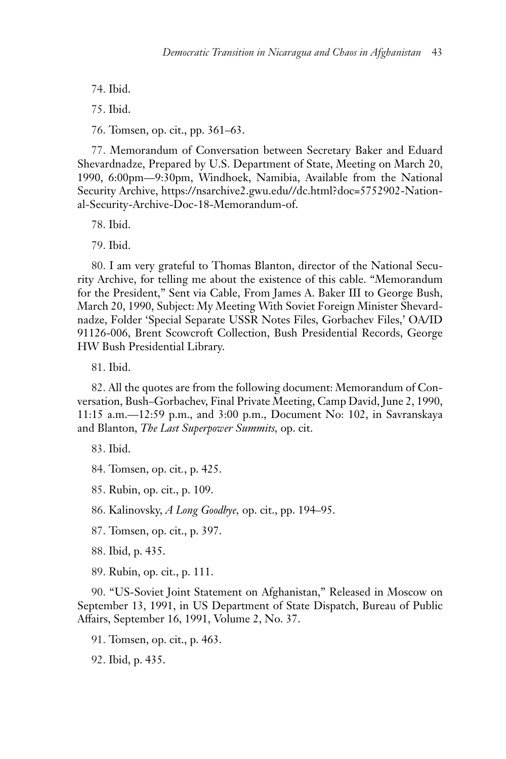74. Ibid.

75. Ibid.

76. Tomsen, op. cit., pp. 361–63.

77. Memorandum of Conversation between Secretary Baker and Eduard Shevardnadze, Prepared by U.S. Department of State, Meeting on March 20, 1990, 6:00pm—9:30pm, Windhoek, Namibia, Available from the National Security Archive, https://nsarchive2.gwu.edu//dc.html?doc=5752902-National-Security-Archive-Doc-18-Memorandum-of.

78. Ibid.

79. Ibid.

80. I am very grateful to Thomas Blanton, director of the National Security Archive, for telling me about the existence of this cable. "Memorandum for the President," Sent via Cable, From James A. Baker III to George Bush, March 20, 1990, Subject: My Meeting With Soviet Foreign Minister Shevardnadze, Folder 'Special Separate USSR Notes Files, Gorbachev Files,' OA/ID 91126-006, Brent Scowcroft Collection, Bush Presidential Records, George HW Bush Presidential Library.

81. Ibid.

82. All the quotes are from the following document: Memorandum of Conversation, Bush–Gorbachev, Final Private Meeting, Camp David, June 2, 1990, 11:15 a.m.—12:59 p.m., and 3:00 p.m., Document No: 102, in Savranskaya and Blanton, *The Last Superpower Summits*, op. cit.

83. Ibid.

84. Tomsen, op. cit., p. 425.

85. Rubin, op. cit., p. 109.

86. Kalinovsky, *A Long Goodbye*, op. cit., pp. 194–95.

87. Tomsen, op. cit., p. 397.

88. Ibid, p. 435.

89. Rubin, op. cit., p. 111.

90. "US-Soviet Joint Statement on Afghanistan," Released in Moscow on September 13, 1991, in US Department of State Dispatch, Bureau of Public Affairs, September 16, 1991, Volume 2, No. 37.

91. Tomsen, op. cit., p. 463.

92. Ibid, p. 435.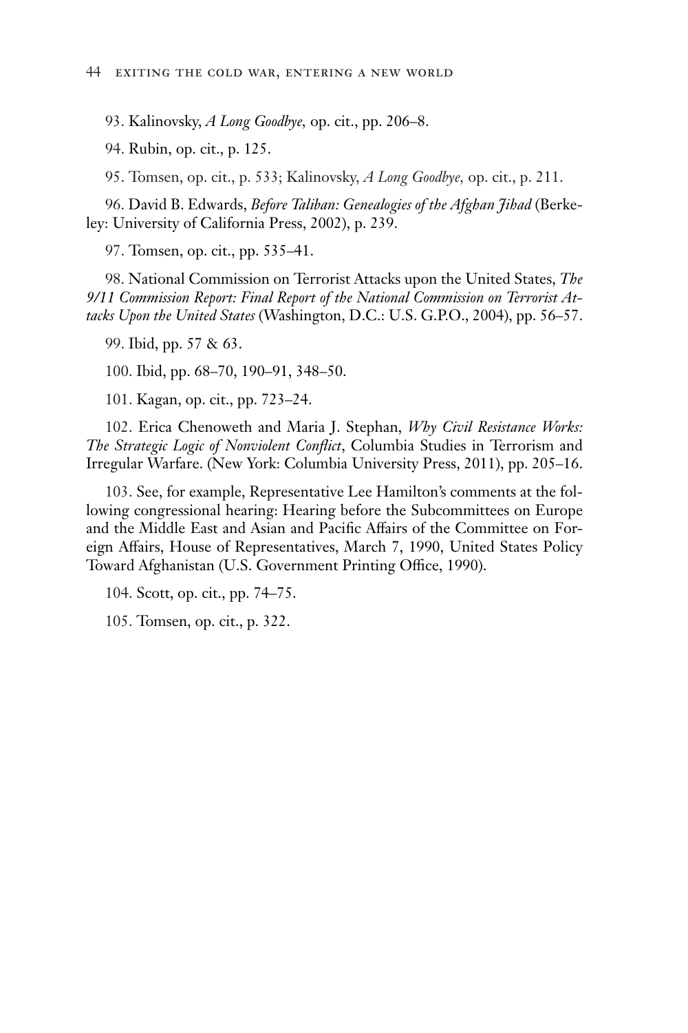93. Kalinovsky, *A Long Goodbye*, op. cit., pp. 206–8.

94. Rubin, op. cit., p. 125.

95. Tomsen, op. cit., p. 533; Kalinovsky, *A Long Goodbye*, op. cit., p. 211.

96. David B. Edwards, *Before Taliban: Genealogies of the Afghan Jihad* (Berkeley: University of California Press, 2002), p. 239.

97. Tomsen, op. cit., pp. 535–41.

98. National Commission on Terrorist Attacks upon the United States, *The 9/11 Commission Report: Final Report of the National Commission on Terrorist Attacks Upon the United States* (Washington, D.C.: U.S. G.P.O., 2004), pp. 56–57.

99. Ibid, pp. 57 & 63.

100. Ibid, pp. 68–70, 190–91, 348–50.

101. Kagan, op. cit., pp. 723–24.

102. Erica Chenoweth and Maria J. Stephan, *Why Civil Resistance Works: The Strategic Logic of Nonviolent Conflict*, Columbia Studies in Terrorism and Irregular Warfare. (New York: Columbia University Press, 2011), pp. 205–16.

103. See, for example, Representative Lee Hamilton's comments at the following congressional hearing: Hearing before the Subcommittees on Europe and the Middle East and Asian and Pacific Affairs of the Committee on Foreign Affairs, House of Representatives, March 7, 1990, United States Policy Toward Afghanistan (U.S. Government Printing Office, 1990).

104. Scott, op. cit., pp. 74–75.

105. Tomsen, op. cit., p. 322.